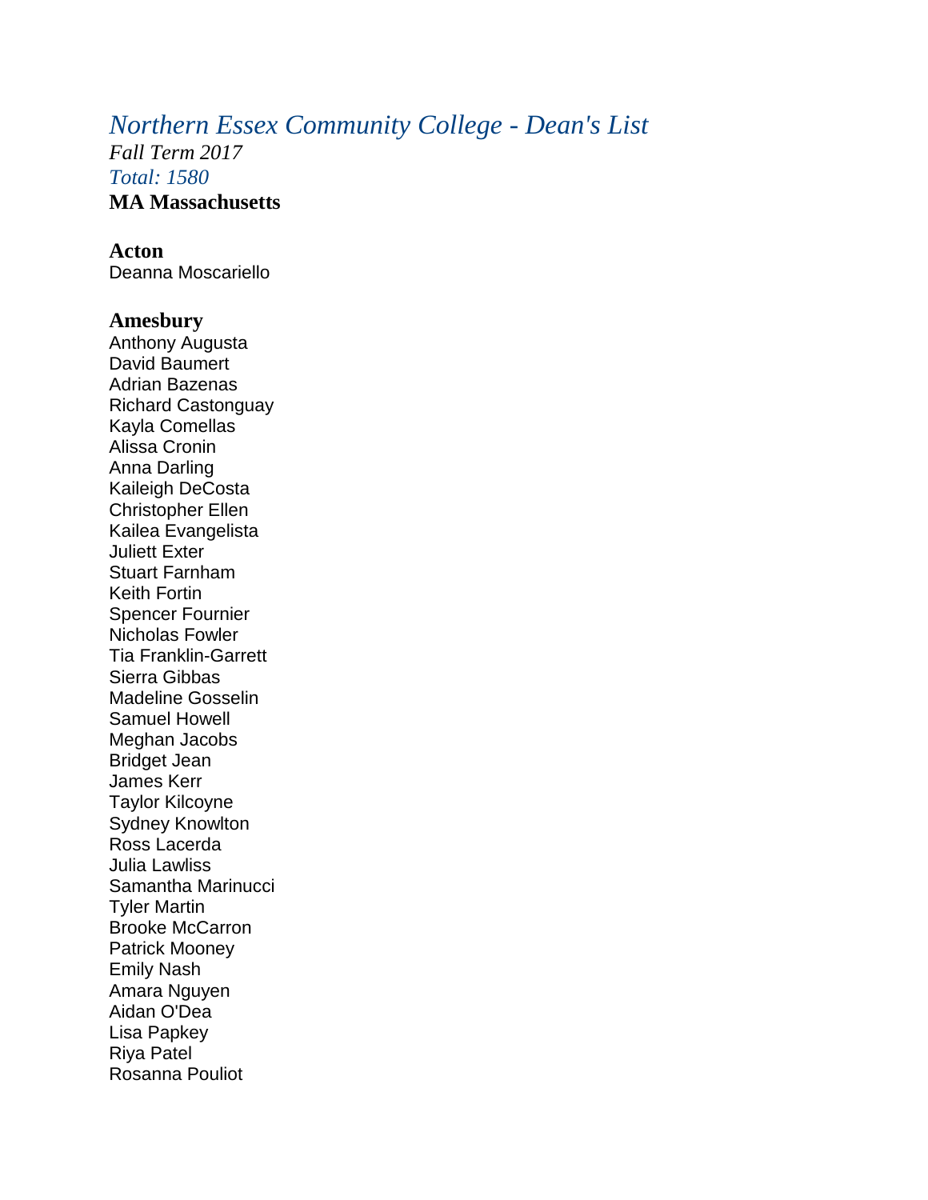# *Northern Essex Community College - Dean's List*

*Fall Term 2017*

*Total: 1580*

**MA Massachusetts**

### Acton

Deanna Moscariello

### Amesbury

Anthony Augusta
David Baumert
Adrian Bazenas
Richard Castonguay
Kayla Comellas
Alissa Cronin
Anna Darling
Kaileigh DeCosta
Christopher Ellen
Kailea Evangelista
Juliett Exter
Stuart Farnham
Keith Fortin
Spencer Fournier
Nicholas Fowler
Tia Franklin-Garrett
Sierra Gibbas
Madeline Gosselin
Samuel Howell
Meghan Jacobs
Bridget Jean
James Kerr
Taylor Kilcoyne
Sydney Knowlton
Ross Lacerda
Julia Lawliss
Samantha Marinucci
Tyler Martin
Brooke McCarron
Patrick Mooney
Emily Nash
Amara Nguyen
Aidan O'Dea
Lisa Papkey
Riya Patel
Rosanna Pouliot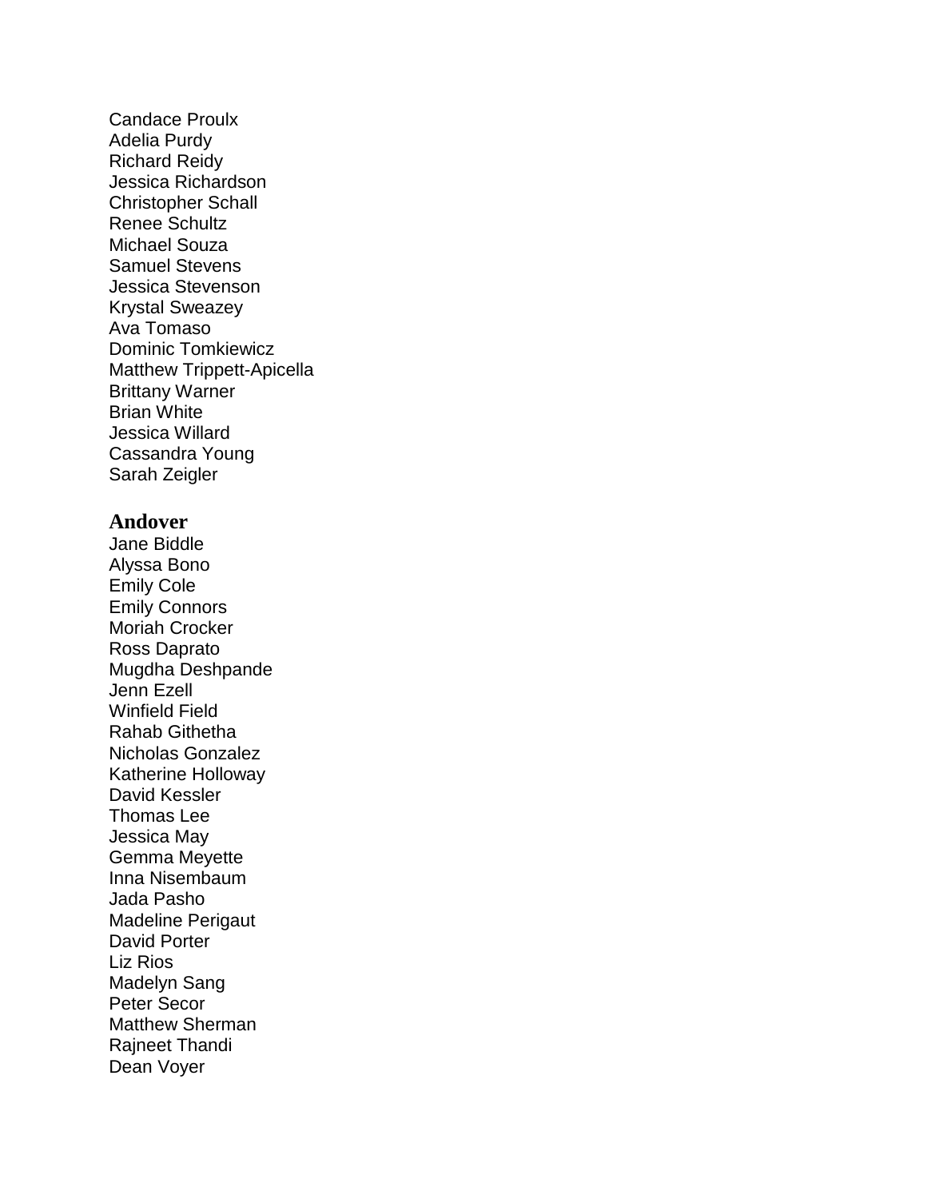Candace Proulx
Adelia Purdy
Richard Reidy
Jessica Richardson
Christopher Schall
Renee Schultz
Michael Souza
Samuel Stevens
Jessica Stevenson
Krystal Sweazey
Ava Tomaso
Dominic Tomkiewicz
Matthew Trippett-Apicella
Brittany Warner
Brian White
Jessica Willard
Cassandra Young
Sarah Zeigler

**Andover**

Jane Biddle
Alyssa Bono
Emily Cole
Emily Connors
Moriah Crocker
Ross Daprato
Mugdha Deshpande
Jenn Ezell
Winfield Field
Rahab Githetha
Nicholas Gonzalez
Katherine Holloway
David Kessler
Thomas Lee
Jessica May
Gemma Meyette
Inna Nisembaum
Jada Pasho
Madeline Perigaut
David Porter
Liz Rios
Madelyn Sang
Peter Secor
Matthew Sherman
Rajneet Thandi
Dean Voyer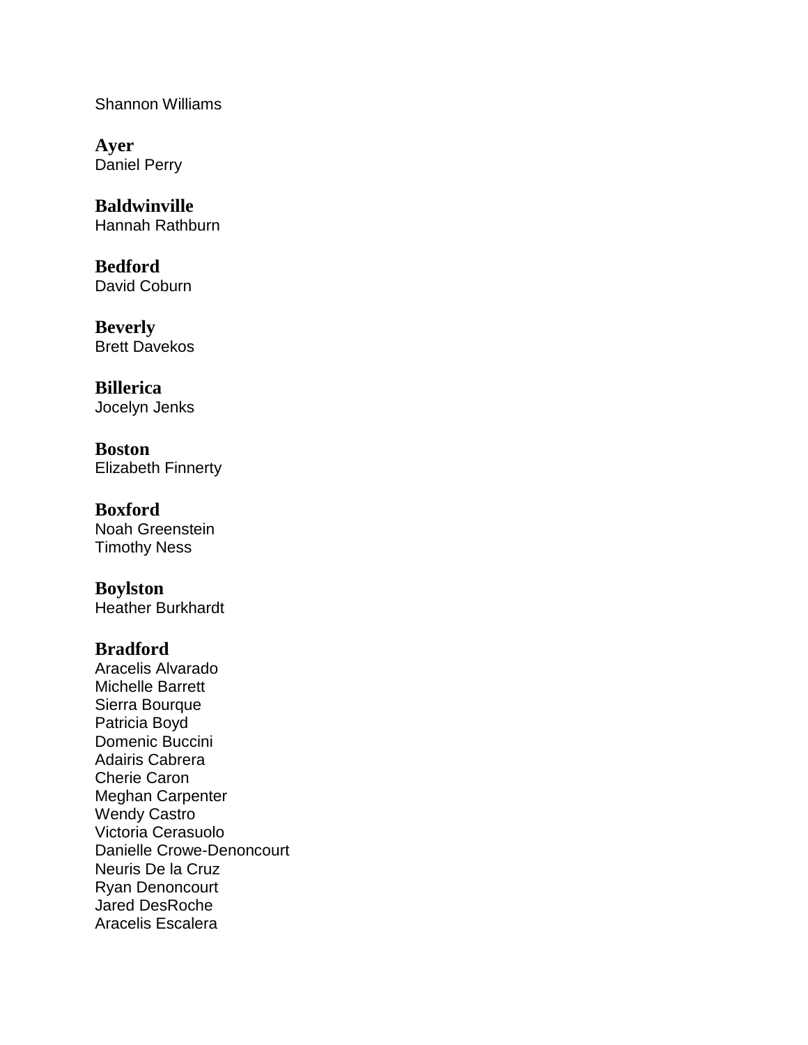Shannon Williams

**Ayer**
Daniel Perry

**Baldwinville**
Hannah Rathburn

**Bedford**
David Coburn

**Beverly**
Brett Davekos

**Billerica**
Jocelyn Jenks

**Boston**
Elizabeth Finnerty

**Boxford**
Noah Greenstein
Timothy Ness

**Boylston**
Heather Burkhardt

**Bradford**
Aracelis Alvarado
Michelle Barrett
Sierra Bourque
Patricia Boyd
Domenic Buccini
Adairis Cabrera
Cherie Caron
Meghan Carpenter
Wendy Castro
Victoria Cerasuolo
Danielle Crowe-Denoncourt
Neuris De la Cruz
Ryan Denoncourt
Jared DesRoche
Aracelis Escalera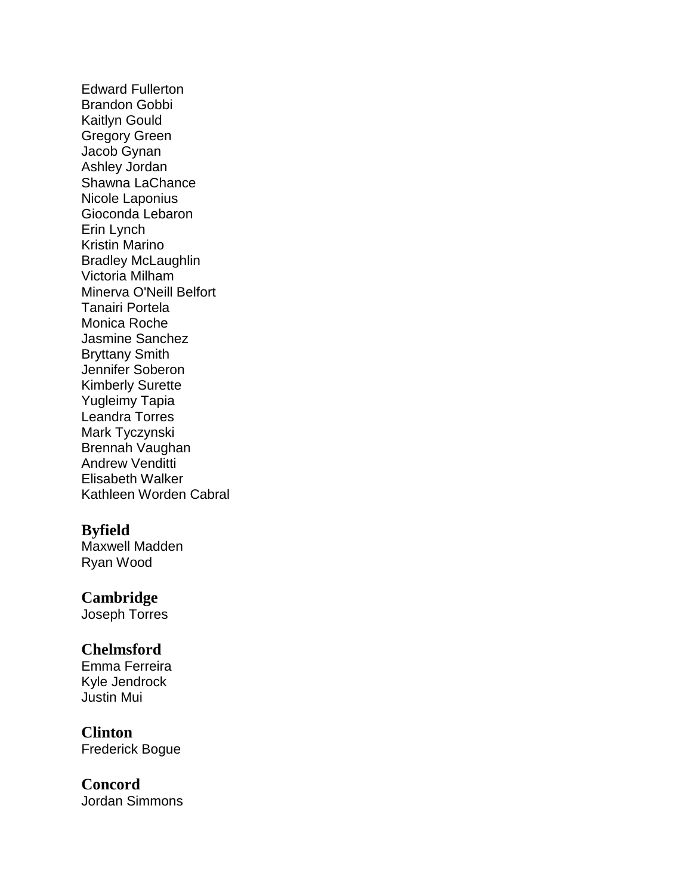Edward Fullerton
Brandon Gobbi
Kaitlyn Gould
Gregory Green
Jacob Gynan
Ashley Jordan
Shawna LaChance
Nicole Laponius
Gioconda Lebaron
Erin Lynch
Kristin Marino
Bradley McLaughlin
Victoria Milham
Minerva O'Neill Belfort
Tanairi Portela
Monica Roche
Jasmine Sanchez
Bryttany Smith
Jennifer Soberon
Kimberly Surette
Yugleimy Tapia
Leandra Torres
Mark Tyczynski
Brennah Vaughan
Andrew Venditti
Elisabeth Walker
Kathleen Worden Cabral

**Byfield**
Maxwell Madden
Ryan Wood

**Cambridge**
Joseph Torres

**Chelmsford**
Emma Ferreira
Kyle Jendrock
Justin Mui

**Clinton**
Frederick Bogue

**Concord**
Jordan Simmons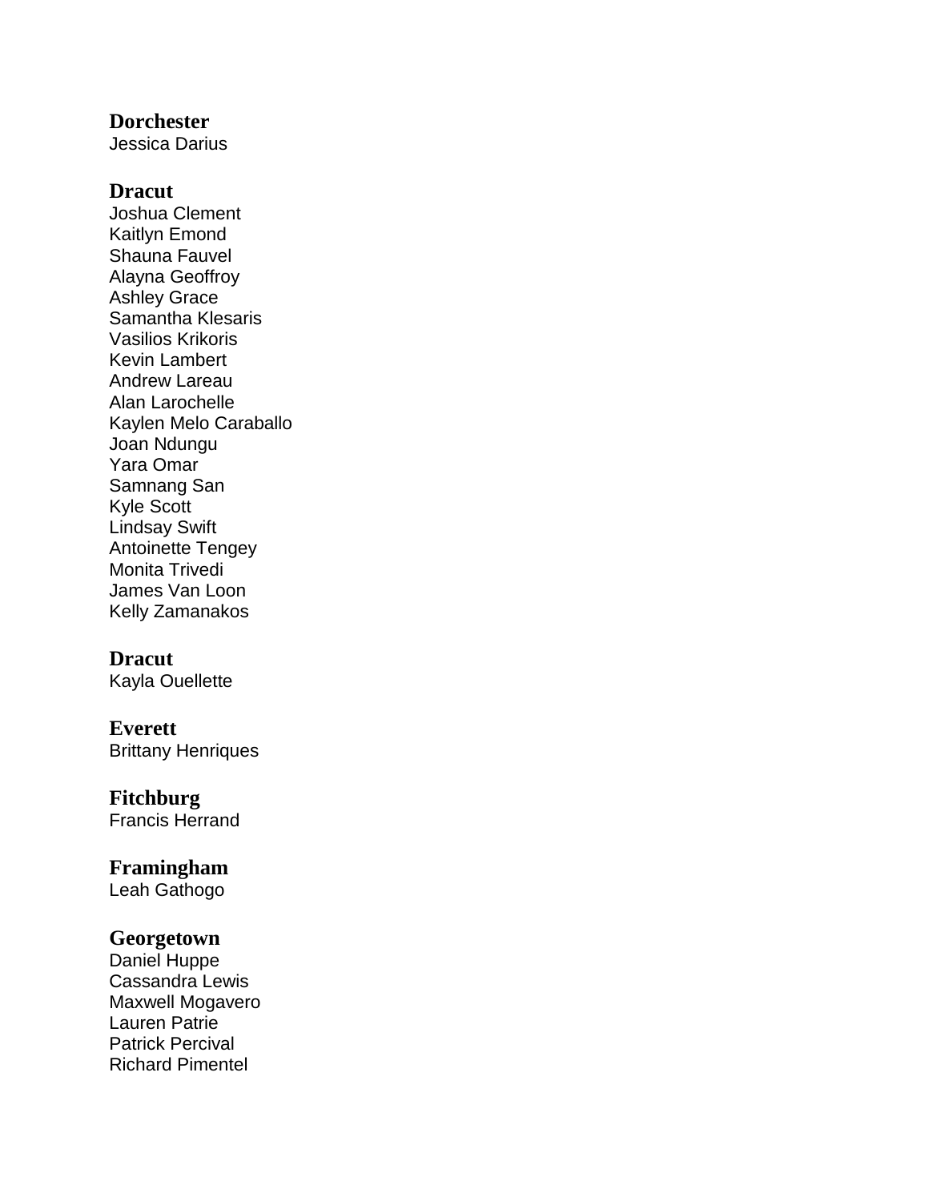**Dorchester**
Jessica Darius

**Dracut**
Joshua Clement
Kaitlyn Emond
Shauna Fauvel
Alayna Geoffroy
Ashley Grace
Samantha Klesaris
Vasilios Krikoris
Kevin Lambert
Andrew Lareau
Alan Larochelle
Kaylen Melo Caraballo
Joan Ndungu
Yara Omar
Samnang San
Kyle Scott
Lindsay Swift
Antoinette Tengey
Monita Trivedi
James Van Loon
Kelly Zamanakos

**Dracut**
Kayla Ouellette

**Everett**
Brittany Henriques

**Fitchburg**
Francis Herrand

**Framingham**
Leah Gathogo

**Georgetown**
Daniel Huppe
Cassandra Lewis
Maxwell Mogavero
Lauren Patrie
Patrick Percival
Richard Pimentel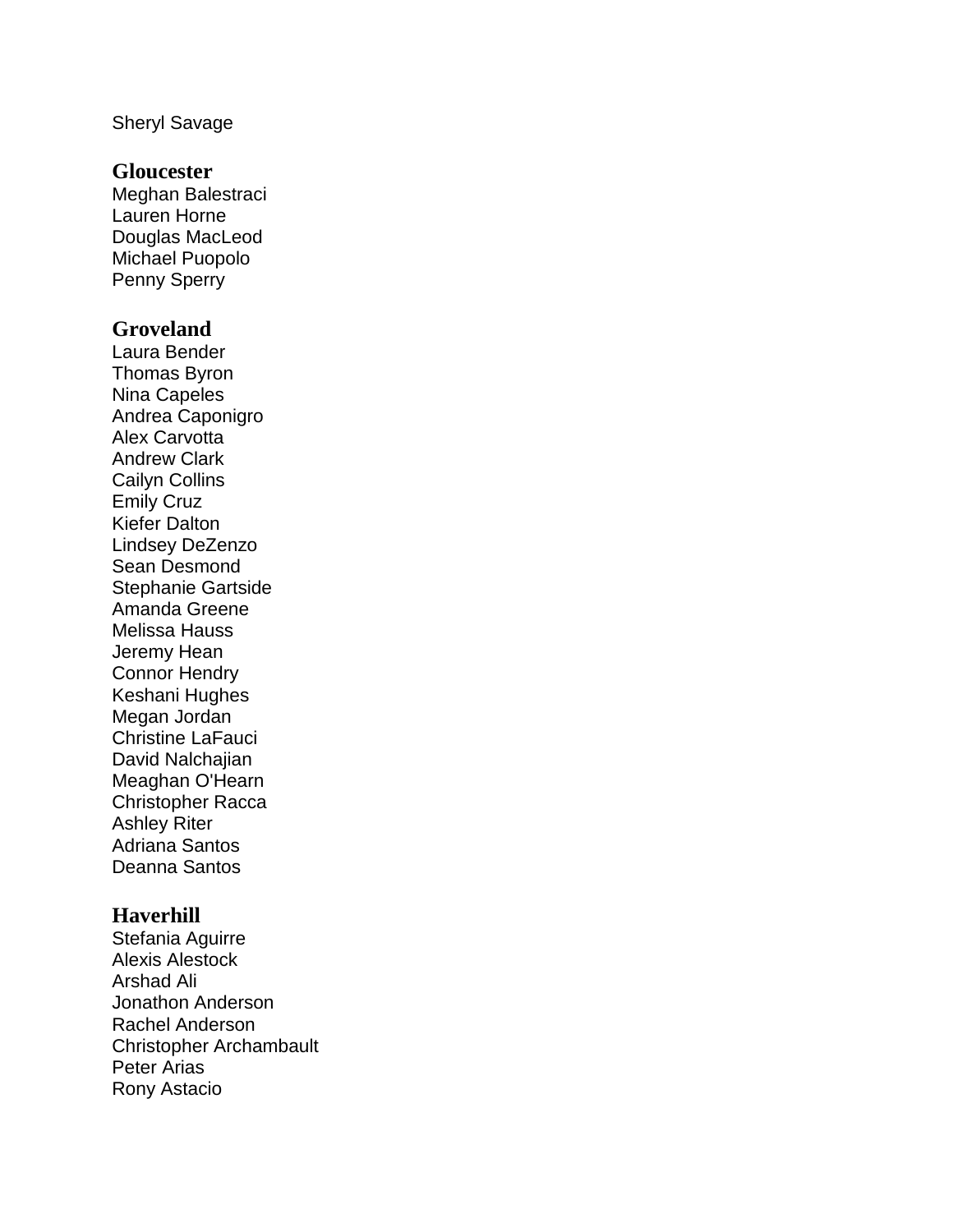Sheryl Savage

## Gloucester

Meghan Balestraci
Lauren Horne
Douglas MacLeod
Michael Puopolo
Penny Sperry

## Groveland

Laura Bender
Thomas Byron
Nina Capeles
Andrea Caponigro
Alex Carvotta
Andrew Clark
Cailyn Collins
Emily Cruz
Kiefer Dalton
Lindsey DeZenzo
Sean Desmond
Stephanie Gartside
Amanda Greene
Melissa Hauss
Jeremy Hean
Connor Hendry
Keshani Hughes
Megan Jordan
Christine LaFauci
David Nalchajian
Meaghan O'Hearn
Christopher Racca
Ashley Riter
Adriana Santos
Deanna Santos

## Haverhill

Stefania Aguirre
Alexis Alestock
Arshad Ali
Jonathon Anderson
Rachel Anderson
Christopher Archambault
Peter Arias
Rony Astacio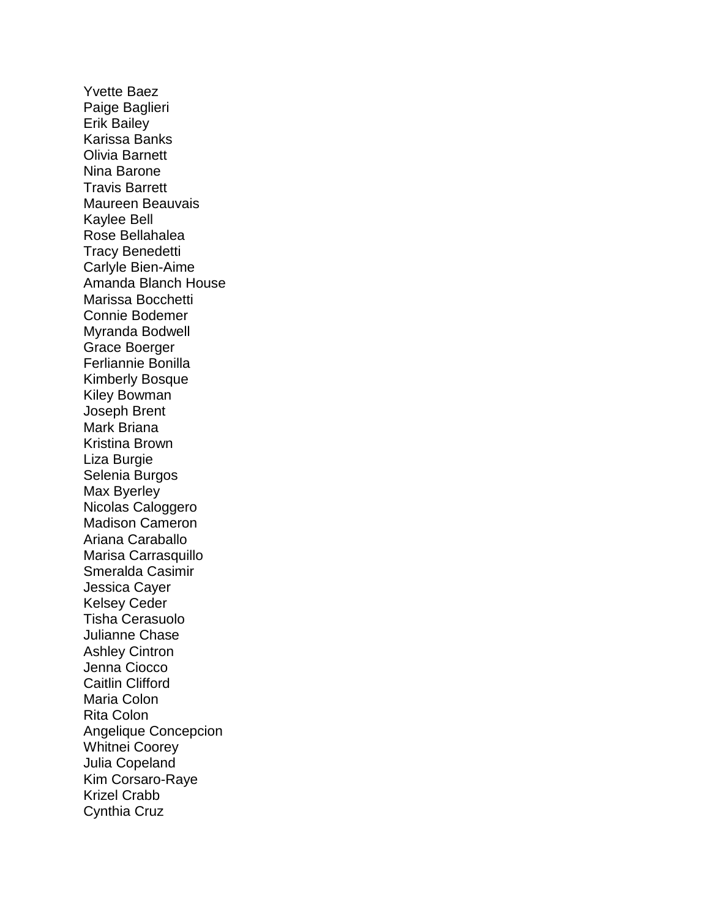Yvette Baez
Paige Baglieri
Erik Bailey
Karissa Banks
Olivia Barnett
Nina Barone
Travis Barrett
Maureen Beauvais
Kaylee Bell
Rose Bellahalea
Tracy Benedetti
Carlyle Bien-Aime
Amanda Blanch House
Marissa Bocchetti
Connie Bodemer
Myranda Bodwell
Grace Boerger
Ferliannie Bonilla
Kimberly Bosque
Kiley Bowman
Joseph Brent
Mark Briana
Kristina Brown
Liza Burgie
Selenia Burgos
Max Byerley
Nicolas Caloggero
Madison Cameron
Ariana Caraballo
Marisa Carrasquillo
Smeralda Casimir
Jessica Cayer
Kelsey Ceder
Tisha Cerasuolo
Julianne Chase
Ashley Cintron
Jenna Ciocco
Caitlin Clifford
Maria Colon
Rita Colon
Angelique Concepcion
Whitnei Coorey
Julia Copeland
Kim Corsaro-Raye
Krizel Crabb
Cynthia Cruz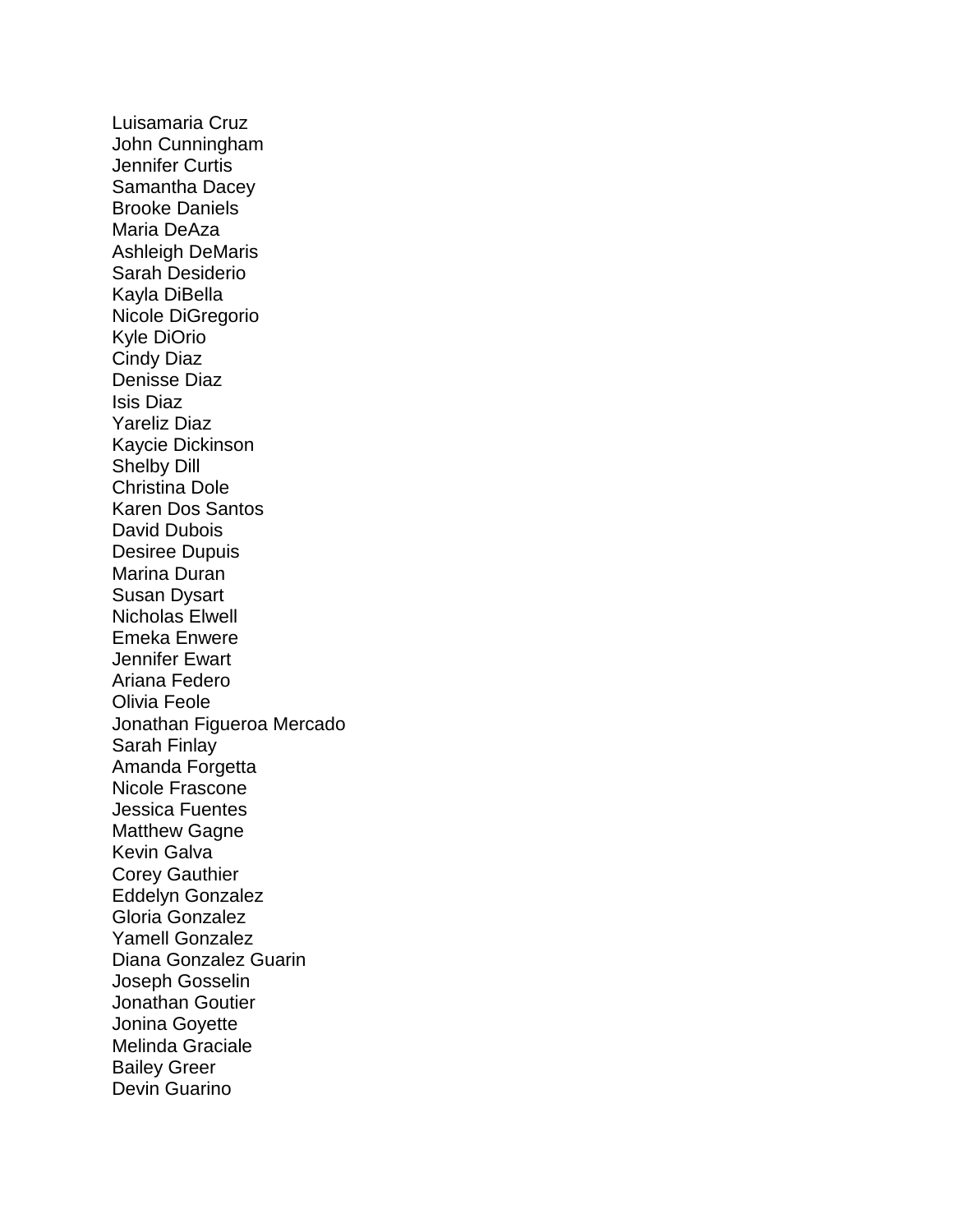Luisamaria Cruz
John Cunningham
Jennifer Curtis
Samantha Dacey
Brooke Daniels
Maria DeAza
Ashleigh DeMaris
Sarah Desiderio
Kayla DiBella
Nicole DiGregorio
Kyle DiOrio
Cindy Diaz
Denisse Diaz
Isis Diaz
Yareliz Diaz
Kaycie Dickinson
Shelby Dill
Christina Dole
Karen Dos Santos
David Dubois
Desiree Dupuis
Marina Duran
Susan Dysart
Nicholas Elwell
Emeka Enwere
Jennifer Ewart
Ariana Federo
Olivia Feole
Jonathan Figueroa Mercado
Sarah Finlay
Amanda Forgetta
Nicole Frascone
Jessica Fuentes
Matthew Gagne
Kevin Galva
Corey Gauthier
Eddelyn Gonzalez
Gloria Gonzalez
Yamell Gonzalez
Diana Gonzalez Guarin
Joseph Gosselin
Jonathan Goutier
Jonina Goyette
Melinda Graciale
Bailey Greer
Devin Guarino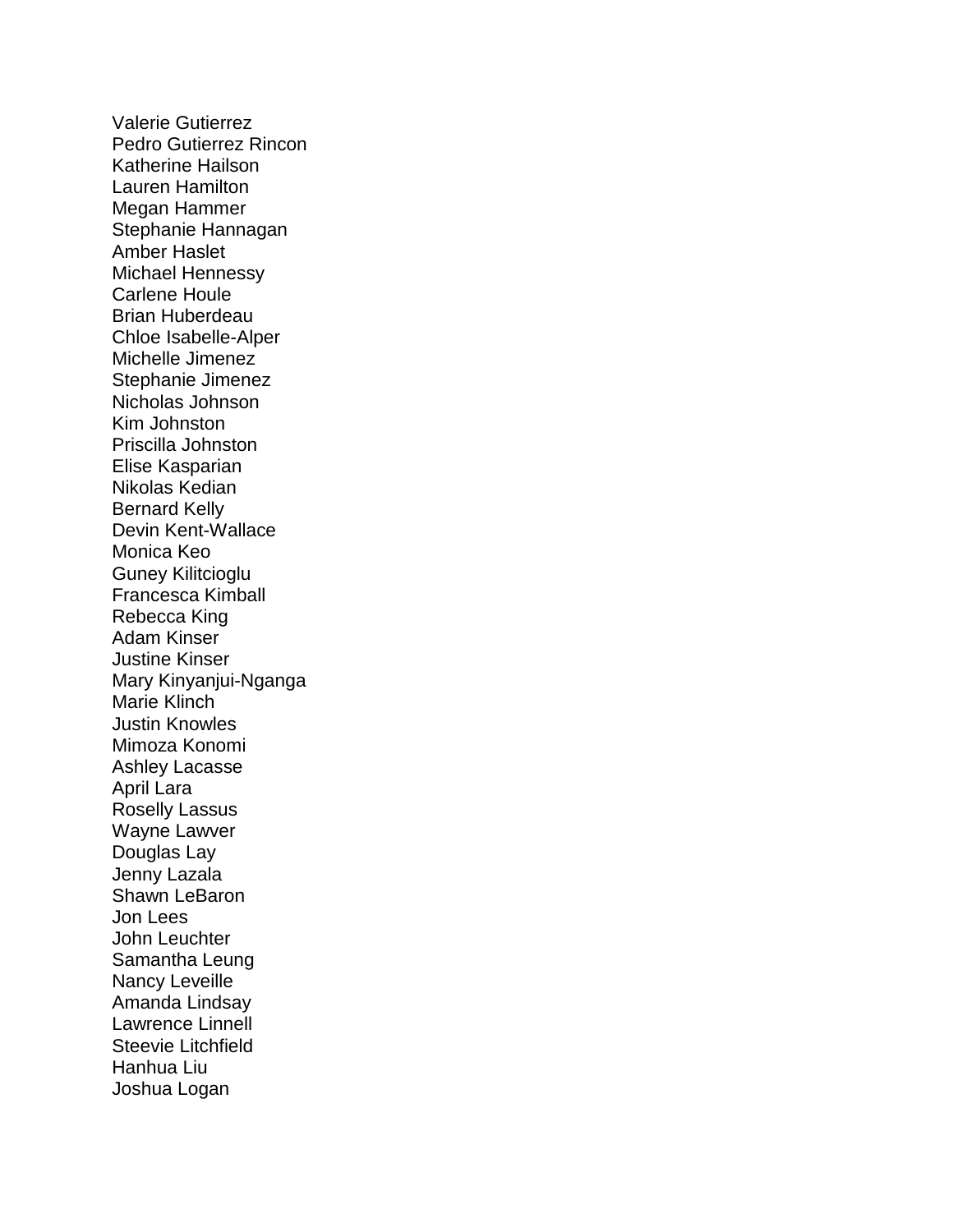Valerie Gutierrez
Pedro Gutierrez Rincon
Katherine Hailson
Lauren Hamilton
Megan Hammer
Stephanie Hannagan
Amber Haslet
Michael Hennessy
Carlene Houle
Brian Huberdeau
Chloe Isabelle-Alper
Michelle Jimenez
Stephanie Jimenez
Nicholas Johnson
Kim Johnston
Priscilla Johnston
Elise Kasparian
Nikolas Kedian
Bernard Kelly
Devin Kent-Wallace
Monica Keo
Guney Kilitcioglu
Francesca Kimball
Rebecca King
Adam Kinser
Justine Kinser
Mary Kinyanjui-Nganga
Marie Klinch
Justin Knowles
Mimoza Konomi
Ashley Lacasse
April Lara
Roselly Lassus
Wayne Lawver
Douglas Lay
Jenny Lazala
Shawn LeBaron
Jon Lees
John Leuchter
Samantha Leung
Nancy Leveille
Amanda Lindsay
Lawrence Linnell
Steevie Litchfield
Hanhua Liu
Joshua Logan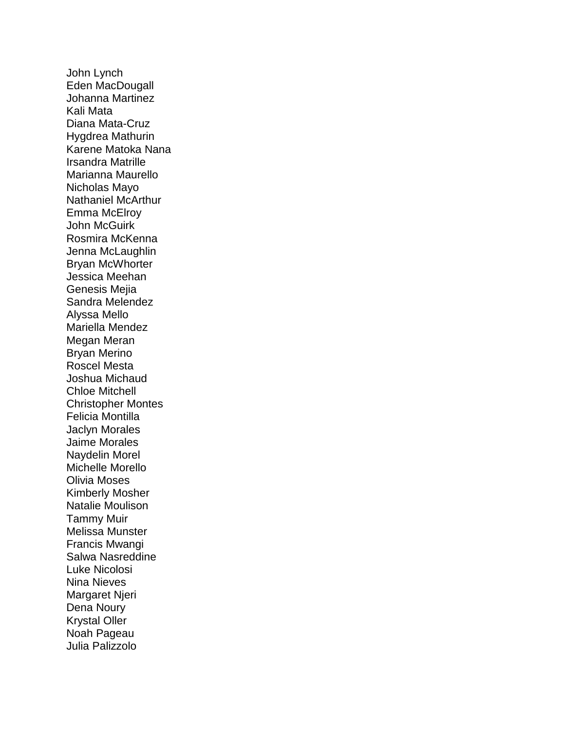John Lynch
Eden MacDougall
Johanna Martinez
Kali Mata
Diana Mata-Cruz
Hygdrea Mathurin
Karene Matoka Nana
Irsandra Matrille
Marianna Maurello
Nicholas Mayo
Nathaniel McArthur
Emma McElroy
John McGuirk
Rosmira McKenna
Jenna McLaughlin
Bryan McWhorter
Jessica Meehan
Genesis Mejia
Sandra Melendez
Alyssa Mello
Mariella Mendez
Megan Meran
Bryan Merino
Roscel Mesta
Joshua Michaud
Chloe Mitchell
Christopher Montes
Felicia Montilla
Jaclyn Morales
Jaime Morales
Naydelin Morel
Michelle Morello
Olivia Moses
Kimberly Mosher
Natalie Moulison
Tammy Muir
Melissa Munster
Francis Mwangi
Salwa Nasreddine
Luke Nicolosi
Nina Nieves
Margaret Njeri
Dena Noury
Krystal Oller
Noah Pageau
Julia Palizzolo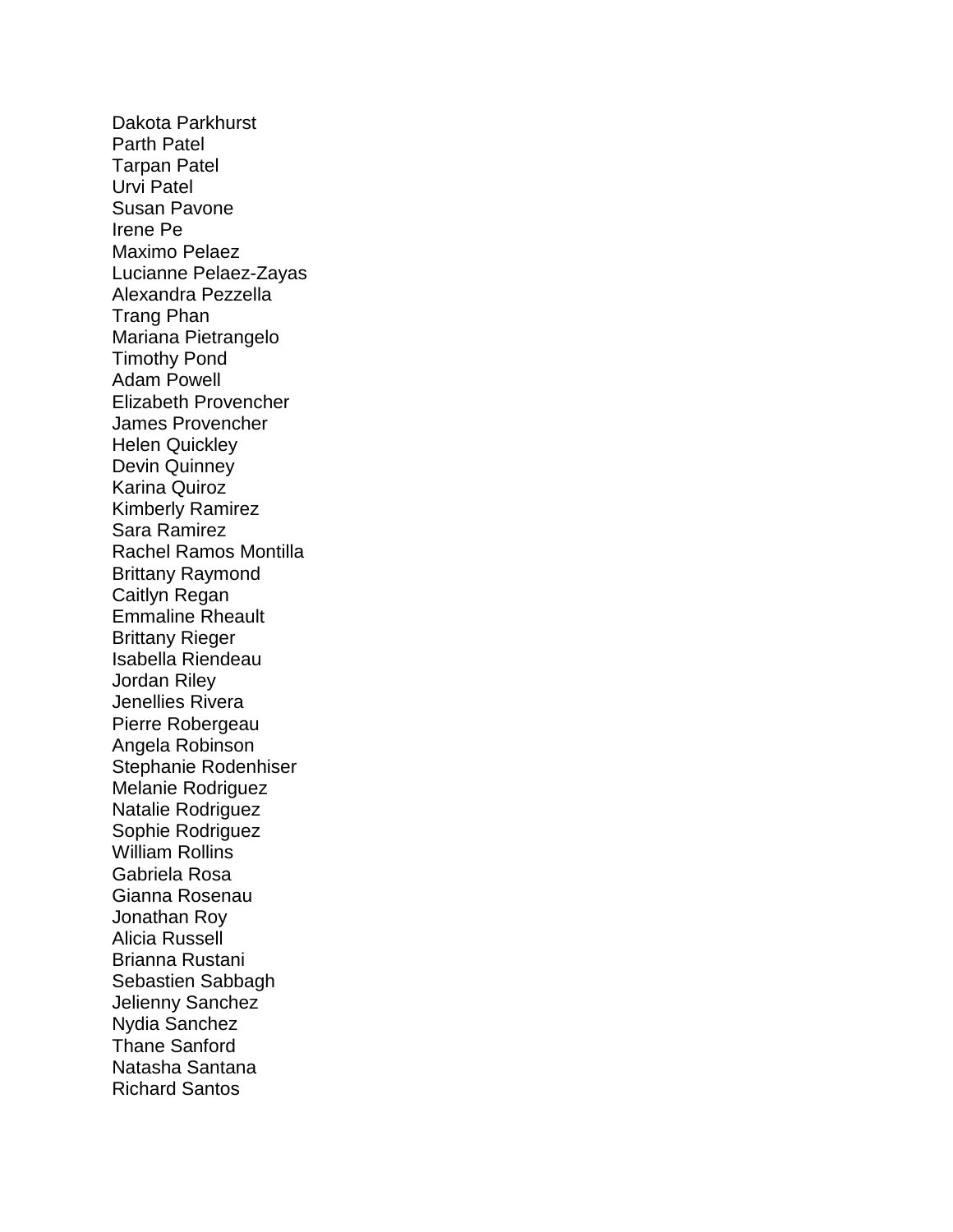Dakota Parkhurst
Parth Patel
Tarpan Patel
Urvi Patel
Susan Pavone
Irene Pe
Maximo Pelaez
Lucianne Pelaez-Zayas
Alexandra Pezzella
Trang Phan
Mariana Pietrangelo
Timothy Pond
Adam Powell
Elizabeth Provencher
James Provencher
Helen Quickley
Devin Quinney
Karina Quiroz
Kimberly Ramirez
Sara Ramirez
Rachel Ramos Montilla
Brittany Raymond
Caitlyn Regan
Emmaline Rheault
Brittany Rieger
Isabella Riendeau
Jordan Riley
Jenellies Rivera
Pierre Robergeau
Angela Robinson
Stephanie Rodenhiser
Melanie Rodriguez
Natalie Rodriguez
Sophie Rodriguez
William Rollins
Gabriela Rosa
Gianna Rosenau
Jonathan Roy
Alicia Russell
Brianna Rustani
Sebastien Sabbagh
Jelienny Sanchez
Nydia Sanchez
Thane Sanford
Natasha Santana
Richard Santos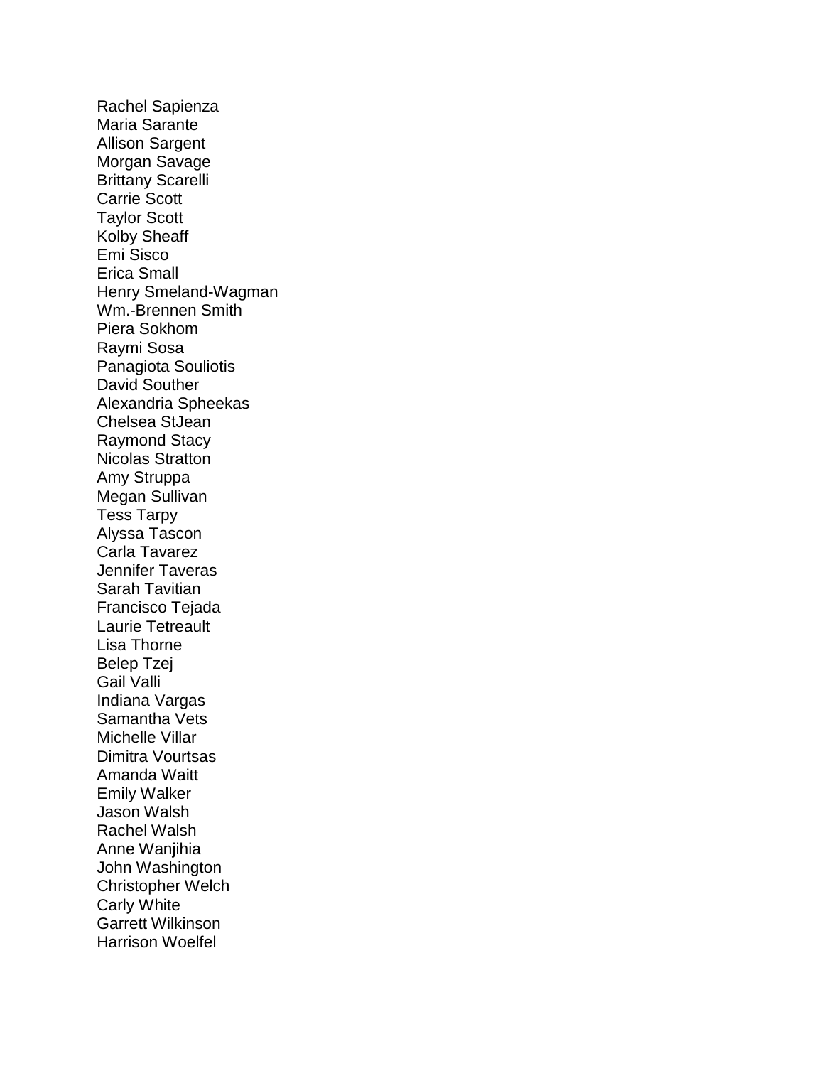Rachel Sapienza
Maria Sarante
Allison Sargent
Morgan Savage
Brittany Scarelli
Carrie Scott
Taylor Scott
Kolby Sheaff
Emi Sisco
Erica Small
Henry Smeland-Wagman
Wm.-Brennen Smith
Piera Sokhom
Raymi Sosa
Panagiota Souliotis
David Souther
Alexandria Spheekas
Chelsea StJean
Raymond Stacy
Nicolas Stratton
Amy Struppa
Megan Sullivan
Tess Tarpy
Alyssa Tascon
Carla Tavarez
Jennifer Taveras
Sarah Tavitian
Francisco Tejada
Laurie Tetreault
Lisa Thorne
Belep Tzej
Gail Valli
Indiana Vargas
Samantha Vets
Michelle Villar
Dimitra Vourtsas
Amanda Waitt
Emily Walker
Jason Walsh
Rachel Walsh
Anne Wanjihia
John Washington
Christopher Welch
Carly White
Garrett Wilkinson
Harrison Woelfel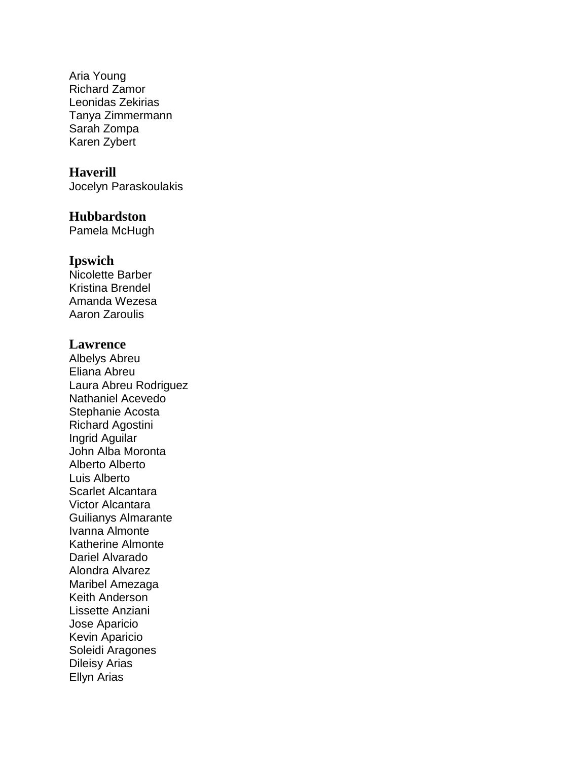Aria Young
Richard Zamor
Leonidas Zekirias
Tanya Zimmermann
Sarah Zompa
Karen Zybert

### Haverill

Jocelyn Paraskoulakis

### Hubbardston

Pamela McHugh

### Ipswich

Nicolette Barber
Kristina Brendel
Amanda Wezesa
Aaron Zaroulis

### Lawrence

Albelys Abreu
Eliana Abreu
Laura Abreu Rodriguez
Nathaniel Acevedo
Stephanie Acosta
Richard Agostini
Ingrid Aguilar
John Alba Moronta
Alberto Alberto
Luis Alberto
Scarlet Alcantara
Victor Alcantara
Guilianys Almarante
Ivanna Almonte
Katherine Almonte
Dariel Alvarado
Alondra Alvarez
Maribel Amezaga
Keith Anderson
Lissette Anziani
Jose Aparicio
Kevin Aparicio
Soleidi Aragones
Dileisy Arias
Ellyn Arias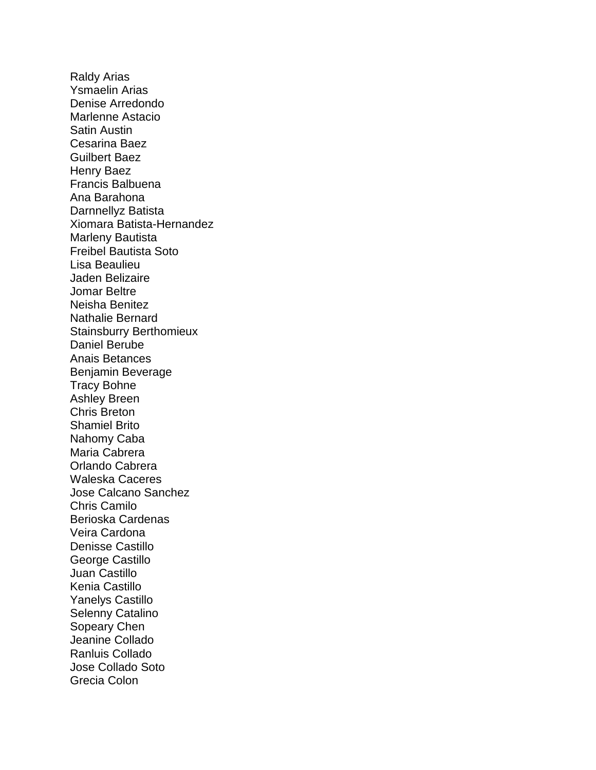Raldy Arias
Ysmaelin Arias
Denise Arredondo
Marlenne Astacio
Satin Austin
Cesarina Baez
Guilbert Baez
Henry Baez
Francis Balbuena
Ana Barahona
Darnnellyz Batista
Xiomara Batista-Hernandez
Marleny Bautista
Freibel Bautista Soto
Lisa Beaulieu
Jaden Belizaire
Jomar Beltre
Neisha Benitez
Nathalie Bernard
Stainsburry Berthomieux
Daniel Berube
Anais Betances
Benjamin Beverage
Tracy Bohne
Ashley Breen
Chris Breton
Shamiel Brito
Nahomy Caba
Maria Cabrera
Orlando Cabrera
Waleska Caceres
Jose Calcano Sanchez
Chris Camilo
Berioska Cardenas
Veira Cardona
Denisse Castillo
George Castillo
Juan Castillo
Kenia Castillo
Yanelys Castillo
Selenny Catalino
Sopeary Chen
Jeanine Collado
Ranluis Collado
Jose Collado Soto
Grecia Colon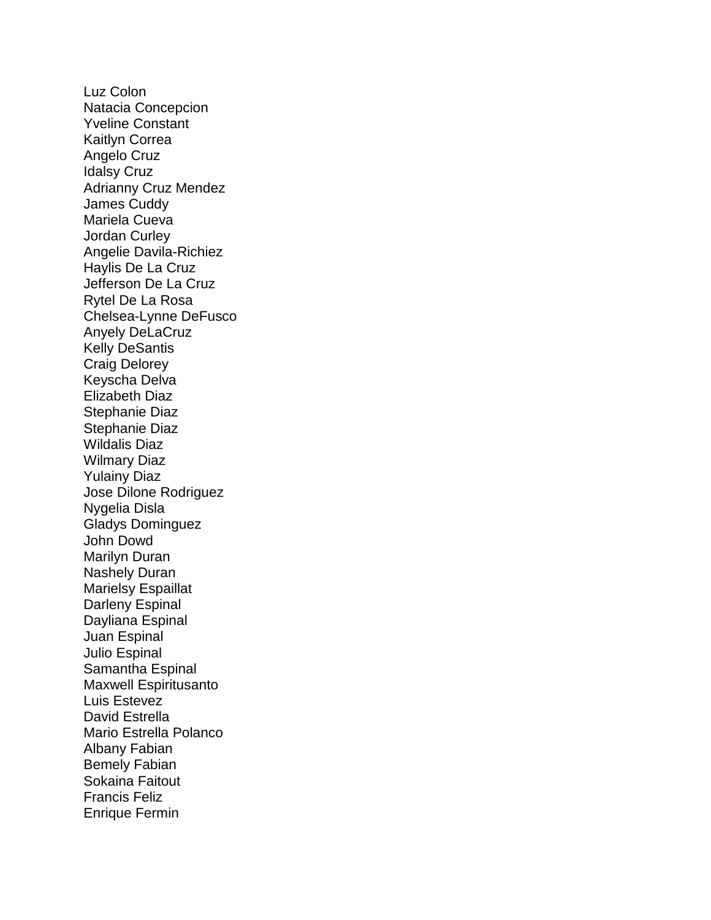Luz Colon
Natacia Concepcion
Yveline Constant
Kaitlyn Correa
Angelo Cruz
Idalsy Cruz
Adrianny Cruz Mendez
James Cuddy
Mariela Cueva
Jordan Curley
Angelie Davila-Richiez
Haylis De La Cruz
Jefferson De La Cruz
Rytel De La Rosa
Chelsea-Lynne DeFusco
Anyely DeLaCruz
Kelly DeSantis
Craig Delorey
Keyscha Delva
Elizabeth Diaz
Stephanie Diaz
Stephanie Diaz
Wildalis Diaz
Wilmary Diaz
Yulainy Diaz
Jose Dilone Rodriguez
Nygelia Disla
Gladys Dominguez
John Dowd
Marilyn Duran
Nashely Duran
Marielsy Espaillat
Darleny Espinal
Dayliana Espinal
Juan Espinal
Julio Espinal
Samantha Espinal
Maxwell Espiritusanto
Luis Estevez
David Estrella
Mario Estrella Polanco
Albany Fabian
Bemely Fabian
Sokaina Faitout
Francis Feliz
Enrique Fermin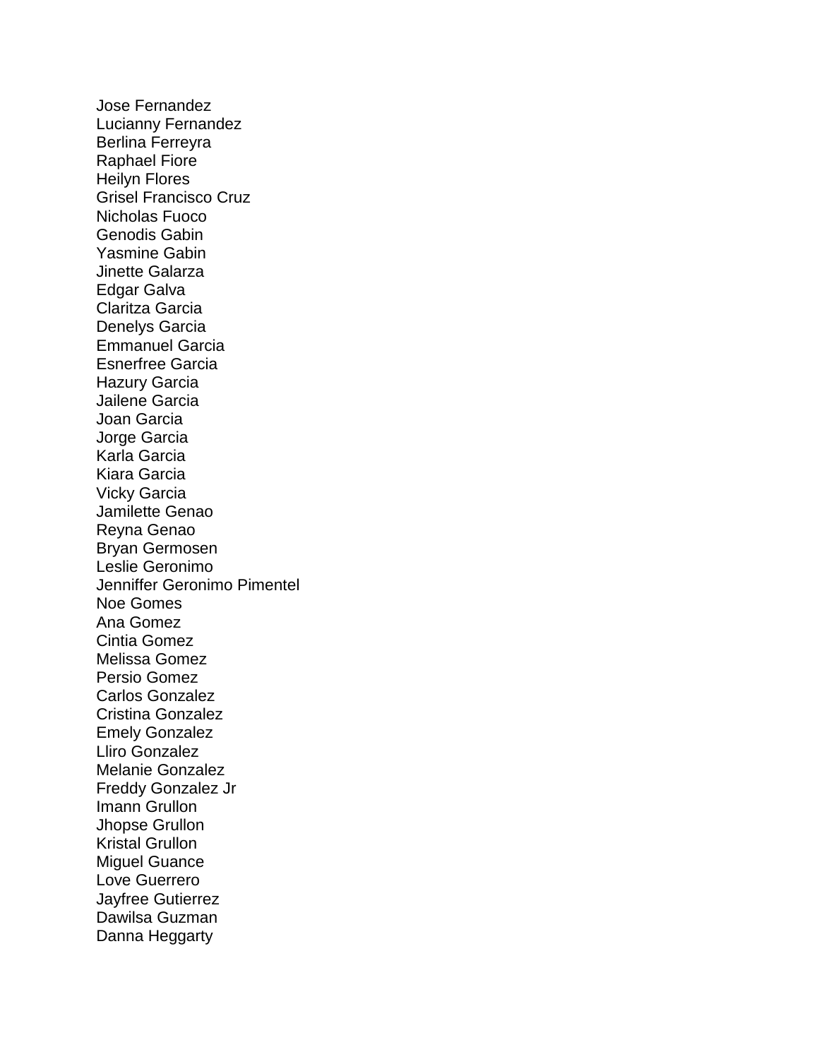Jose Fernandez
Lucianny Fernandez
Berlina Ferreyra
Raphael Fiore
Heilyn Flores
Grisel Francisco Cruz
Nicholas Fuoco
Genodis Gabin
Yasmine Gabin
Jinette Galarza
Edgar Galva
Claritza Garcia
Denelys Garcia
Emmanuel Garcia
Esnerfree Garcia
Hazury Garcia
Jailene Garcia
Joan Garcia
Jorge Garcia
Karla Garcia
Kiara Garcia
Vicky Garcia
Jamilette Genao
Reyna Genao
Bryan Germosen
Leslie Geronimo
Jenniffer Geronimo Pimentel
Noe Gomes
Ana Gomez
Cintia Gomez
Melissa Gomez
Persio Gomez
Carlos Gonzalez
Cristina Gonzalez
Emely Gonzalez
Lliro Gonzalez
Melanie Gonzalez
Freddy Gonzalez Jr
Imann Grullon
Jhopse Grullon
Kristal Grullon
Miguel Guance
Love Guerrero
Jayfree Gutierrez
Dawilsa Guzman
Danna Heggarty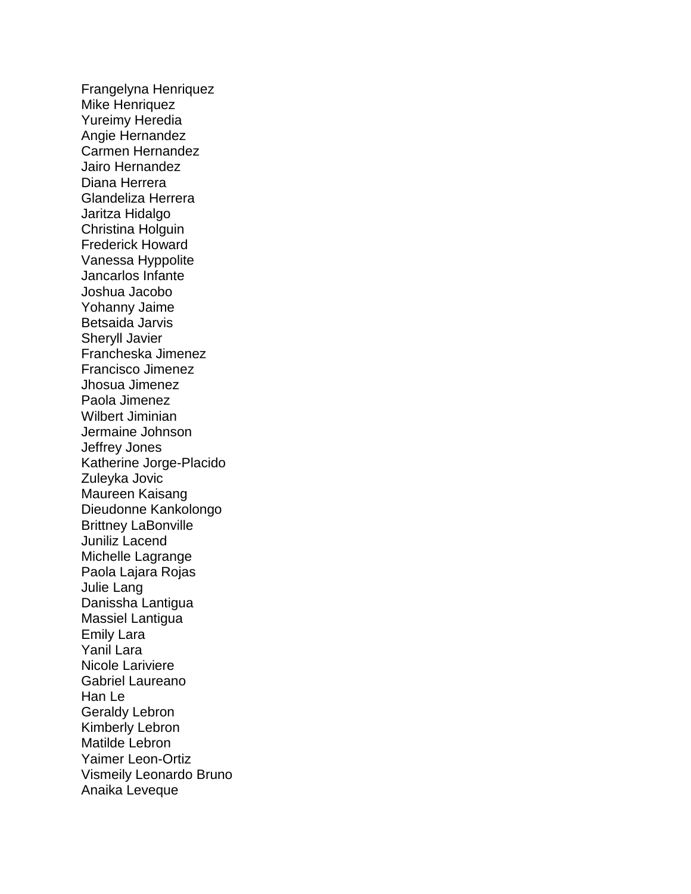Frangelyna Henriquez
Mike Henriquez
Yureimy Heredia
Angie Hernandez
Carmen Hernandez
Jairo Hernandez
Diana Herrera
Glandeliza Herrera
Jaritza Hidalgo
Christina Holguin
Frederick Howard
Vanessa Hyppolite
Jancarlos Infante
Joshua Jacobo
Yohanny Jaime
Betsaida Jarvis
Sheryll Javier
Francheska Jimenez
Francisco Jimenez
Jhosua Jimenez
Paola Jimenez
Wilbert Jiminian
Jermaine Johnson
Jeffrey Jones
Katherine Jorge-Placido
Zuleyka Jovic
Maureen Kaisang
Dieudonne Kankolongo
Brittney LaBonville
Juniliz Lacend
Michelle Lagrange
Paola Lajara Rojas
Julie Lang
Danissha Lantigua
Massiel Lantigua
Emily Lara
Yanil Lara
Nicole Lariviere
Gabriel Laureano
Han Le
Geraldy Lebron
Kimberly Lebron
Matilde Lebron
Yaimer Leon-Ortiz
Vismeily Leonardo Bruno
Anaika Leveque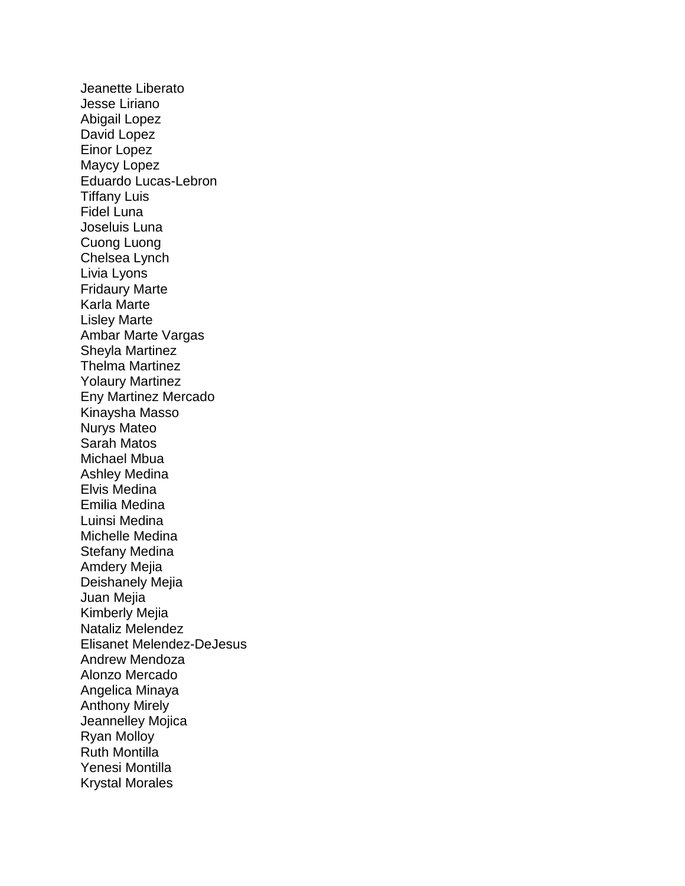Jeanette Liberato
Jesse Liriano
Abigail Lopez
David Lopez
Einor Lopez
Maycy Lopez
Eduardo Lucas-Lebron
Tiffany Luis
Fidel Luna
Joseluis Luna
Cuong Luong
Chelsea Lynch
Livia Lyons
Fridaury Marte
Karla Marte
Lisley Marte
Ambar Marte Vargas
Sheyla Martinez
Thelma Martinez
Yolaury Martinez
Eny Martinez Mercado
Kinaysha Masso
Nurys Mateo
Sarah Matos
Michael Mbua
Ashley Medina
Elvis Medina
Emilia Medina
Luinsi Medina
Michelle Medina
Stefany Medina
Amdery Mejia
Deishanely Mejia
Juan Mejia
Kimberly Mejia
Nataliz Melendez
Elisanet Melendez-DeJesus
Andrew Mendoza
Alonzo Mercado
Angelica Minaya
Anthony Mirely
Jeannelley Mojica
Ryan Molloy
Ruth Montilla
Yenesi Montilla
Krystal Morales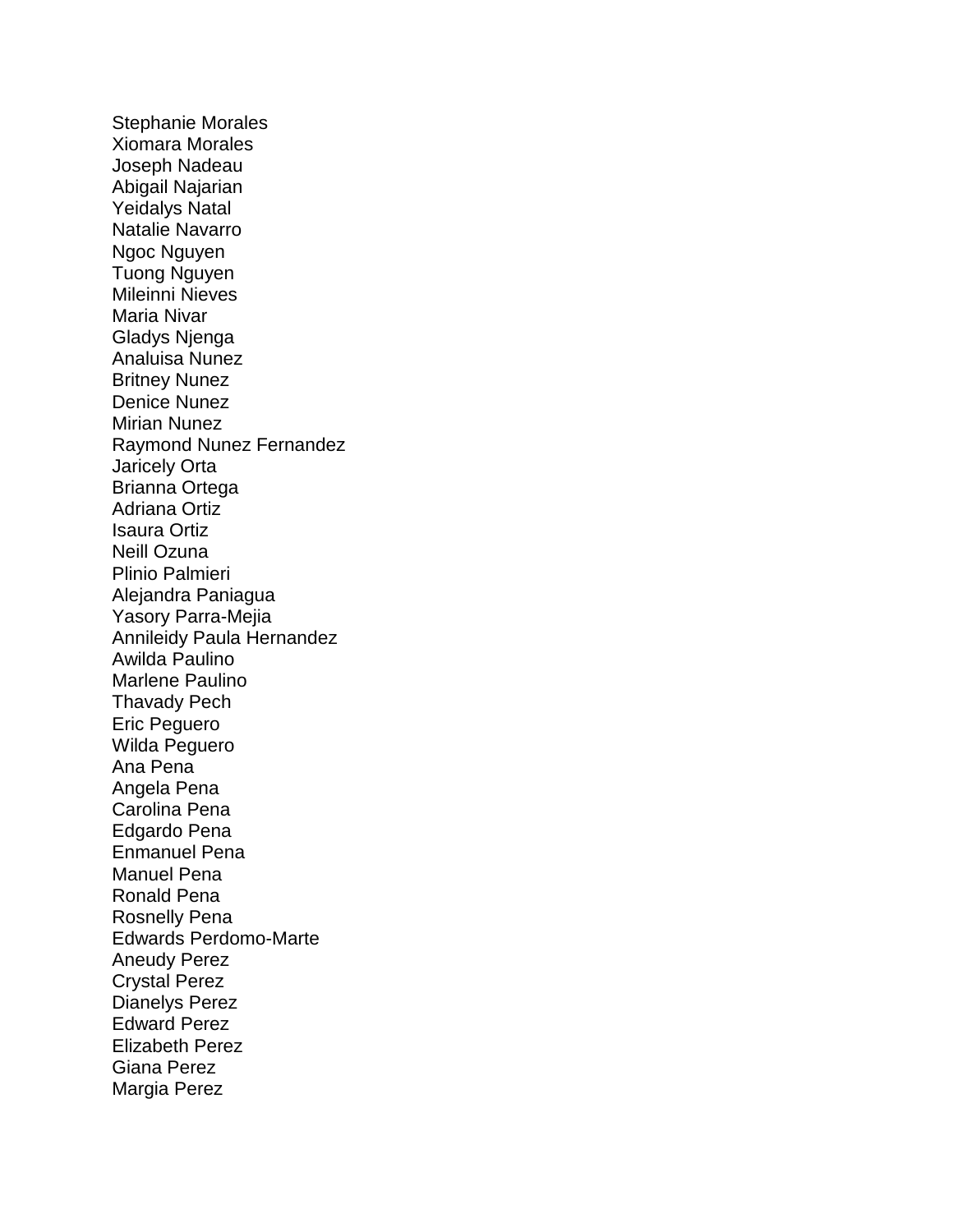Stephanie Morales  
Xiomara Morales  
Joseph Nadeau  
Abigail Najarian  
Yeidalys Natal  
Natalie Navarro  
Ngoc Nguyen  
Tuong Nguyen  
Mileinni Nieves  
Maria Nivar  
Gladys Njenga  
Analuisa Nunez  
Britney Nunez  
Denice Nunez  
Mirian Nunez  
Raymond Nunez Fernandez  
Jaricely Orta  
Brianna Ortega  
Adriana Ortiz  
Isaura Ortiz  
Neill Ozuna  
Plinio Palmieri  
Alejandra Paniagua  
Yasory Parra-Mejia  
Annileidy Paula Hernandez  
Awilda Paulino  
Marlene Paulino  
Thavady Pech  
Eric Peguero  
Wilda Peguero  
Ana Pena  
Angela Pena  
Carolina Pena  
Edgardo Pena  
Enmanuel Pena  
Manuel Pena  
Ronald Pena  
Rosnelly Pena  
Edwards Perdomo-Marte  
Aneudy Perez  
Crystal Perez  
Dianelys Perez  
Edward Perez  
Elizabeth Perez  
Giana Perez  
Margia Perez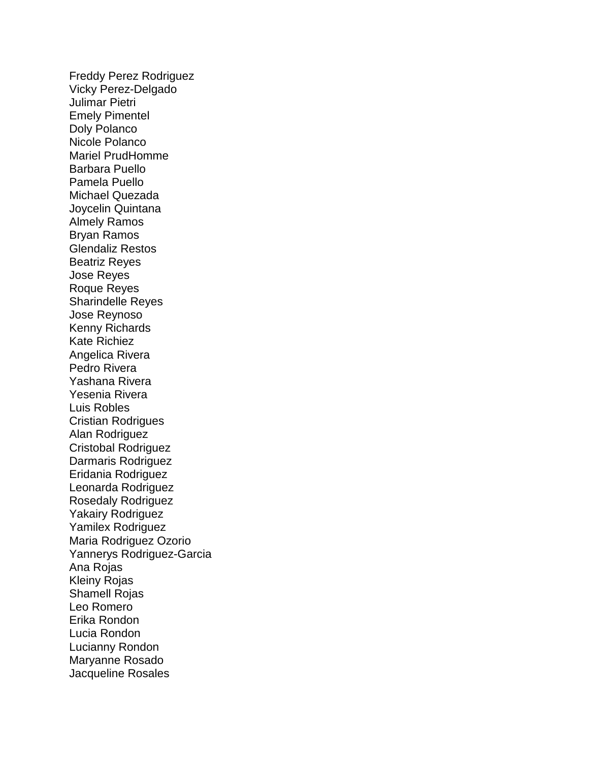Freddy Perez Rodriguez
Vicky Perez-Delgado
Julimar Pietri
Emely Pimentel
Doly Polanco
Nicole Polanco
Mariel PrudHomme
Barbara Puello
Pamela Puello
Michael Quezada
Joycelin Quintana
Almely Ramos
Bryan Ramos
Glendaliz Restos
Beatriz Reyes
Jose Reyes
Roque Reyes
Sharindelle Reyes
Jose Reynoso
Kenny Richards
Kate Richiez
Angelica Rivera
Pedro Rivera
Yashana Rivera
Yesenia Rivera
Luis Robles
Cristian Rodrigues
Alan Rodriguez
Cristobal Rodriguez
Darmaris Rodriguez
Eridania Rodriguez
Leonarda Rodriguez
Rosedaly Rodriguez
Yakairy Rodriguez
Yamilex Rodriguez
Maria Rodriguez Ozorio
Yannerys Rodriguez-Garcia
Ana Rojas
Kleiny Rojas
Shamell Rojas
Leo Romero
Erika Rondon
Lucia Rondon
Lucianny Rondon
Maryanne Rosado
Jacqueline Rosales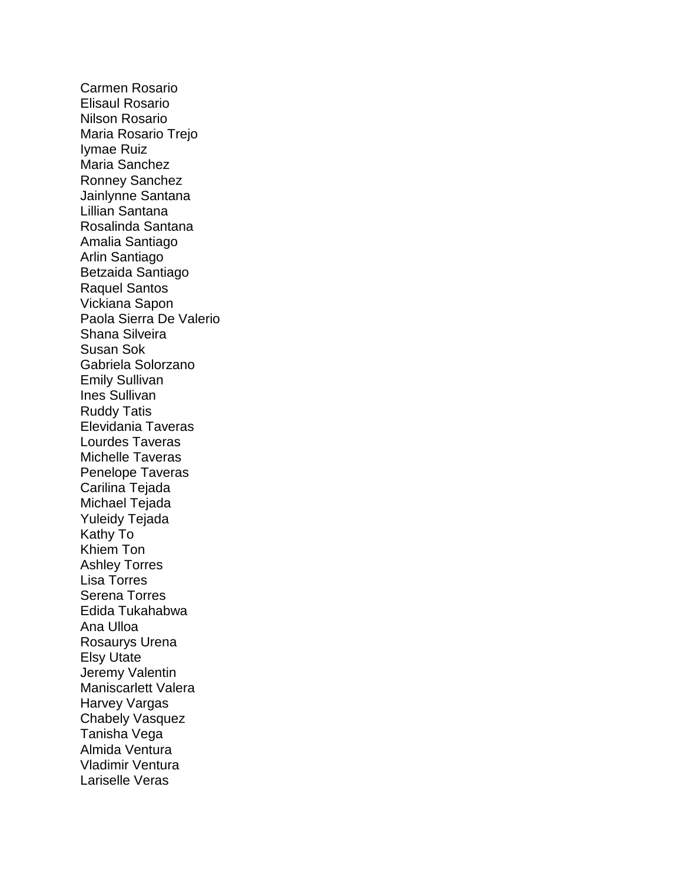Carmen Rosario
Elisaul Rosario
Nilson Rosario
Maria Rosario Trejo
Iymae Ruiz
Maria Sanchez
Ronney Sanchez
Jainlynne Santana
Lillian Santana
Rosalinda Santana
Amalia Santiago
Arlin Santiago
Betzaida Santiago
Raquel Santos
Vickiana Sapon
Paola Sierra De Valerio
Shana Silveira
Susan Sok
Gabriela Solorzano
Emily Sullivan
Ines Sullivan
Ruddy Tatis
Elevidania Taveras
Lourdes Taveras
Michelle Taveras
Penelope Taveras
Carilina Tejada
Michael Tejada
Yuleidy Tejada
Kathy To
Khiem Ton
Ashley Torres
Lisa Torres
Serena Torres
Edida Tukahabwa
Ana Ulloa
Rosaurys Urena
Elsy Utate
Jeremy Valentin
Maniscarlett Valera
Harvey Vargas
Chabely Vasquez
Tanisha Vega
Almida Ventura
Vladimir Ventura
Lariselle Veras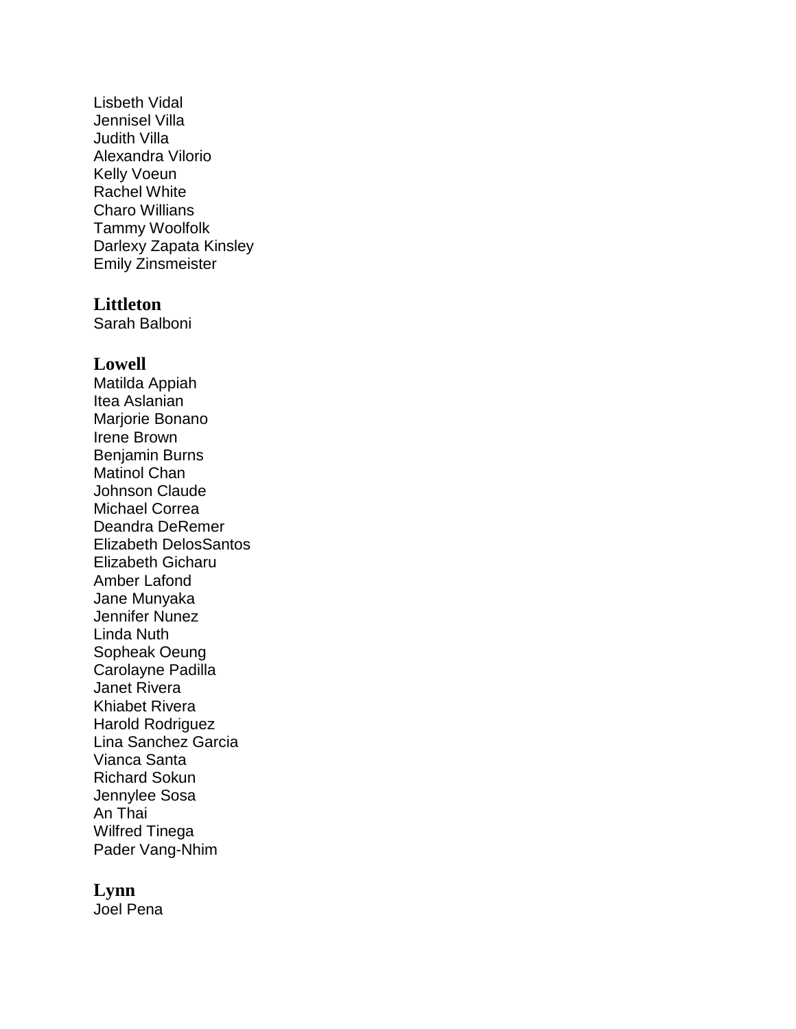Lisbeth Vidal
Jennisel Villa
Judith Villa
Alexandra Vilorio
Kelly Voeun
Rachel White
Charo Willians
Tammy Woolfolk
Darlexy Zapata Kinsley
Emily Zinsmeister

### Littleton

Sarah Balboni

### Lowell

Matilda Appiah
Itea Aslanian
Marjorie Bonano
Irene Brown
Benjamin Burns
Matinol Chan
Johnson Claude
Michael Correa
Deandra DeRemer
Elizabeth DelosSantos
Elizabeth Gicharu
Amber Lafond
Jane Munyaka
Jennifer Nunez
Linda Nuth
Sopheak Oeung
Carolayne Padilla
Janet Rivera
Khiabet Rivera
Harold Rodriguez
Lina Sanchez Garcia
Vianca Santa
Richard Sokun
Jennylee Sosa
An Thai
Wilfred Tinega
Pader Vang-Nhim

### Lynn

Joel Pena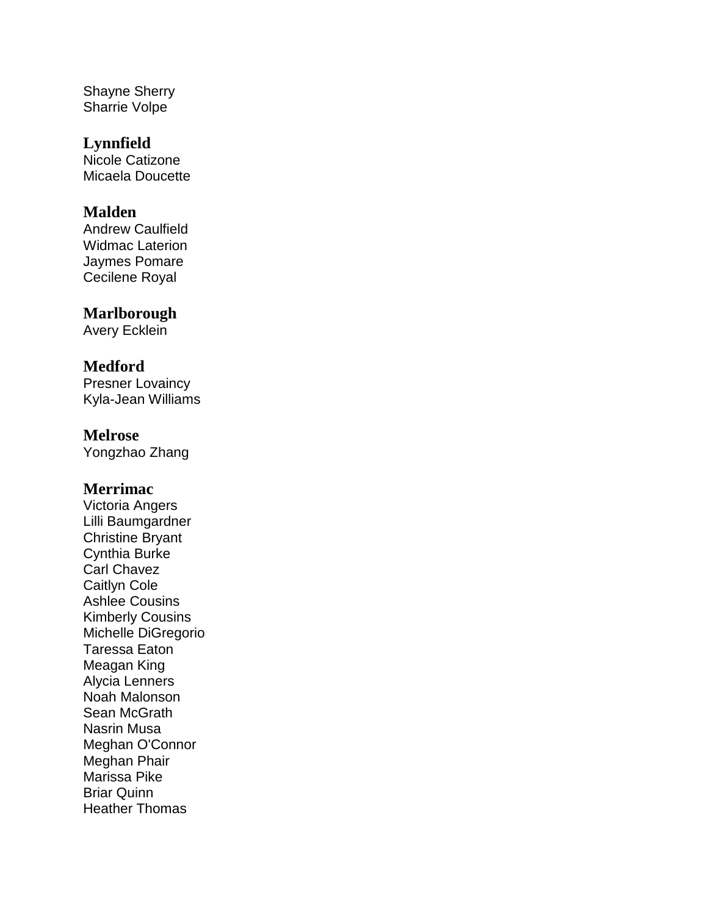Shayne Sherry
Sharrie Volpe

### Lynnfield

Nicole Catizone
Micaela Doucette

### Malden

Andrew Caulfield
Widmac Laterion
Jaymes Pomare
Cecilene Royal

### Marlborough

Avery Ecklein

### Medford

Presner Lovaincy
Kyla-Jean Williams

### Melrose

Yongzhao Zhang

### Merrimac

Victoria Angers
Lilli Baumgardner
Christine Bryant
Cynthia Burke
Carl Chavez
Caitlyn Cole
Ashlee Cousins
Kimberly Cousins
Michelle DiGregorio
Taressa Eaton
Meagan King
Alycia Lenners
Noah Malonson
Sean McGrath
Nasrin Musa
Meghan O'Connor
Meghan Phair
Marissa Pike
Briar Quinn
Heather Thomas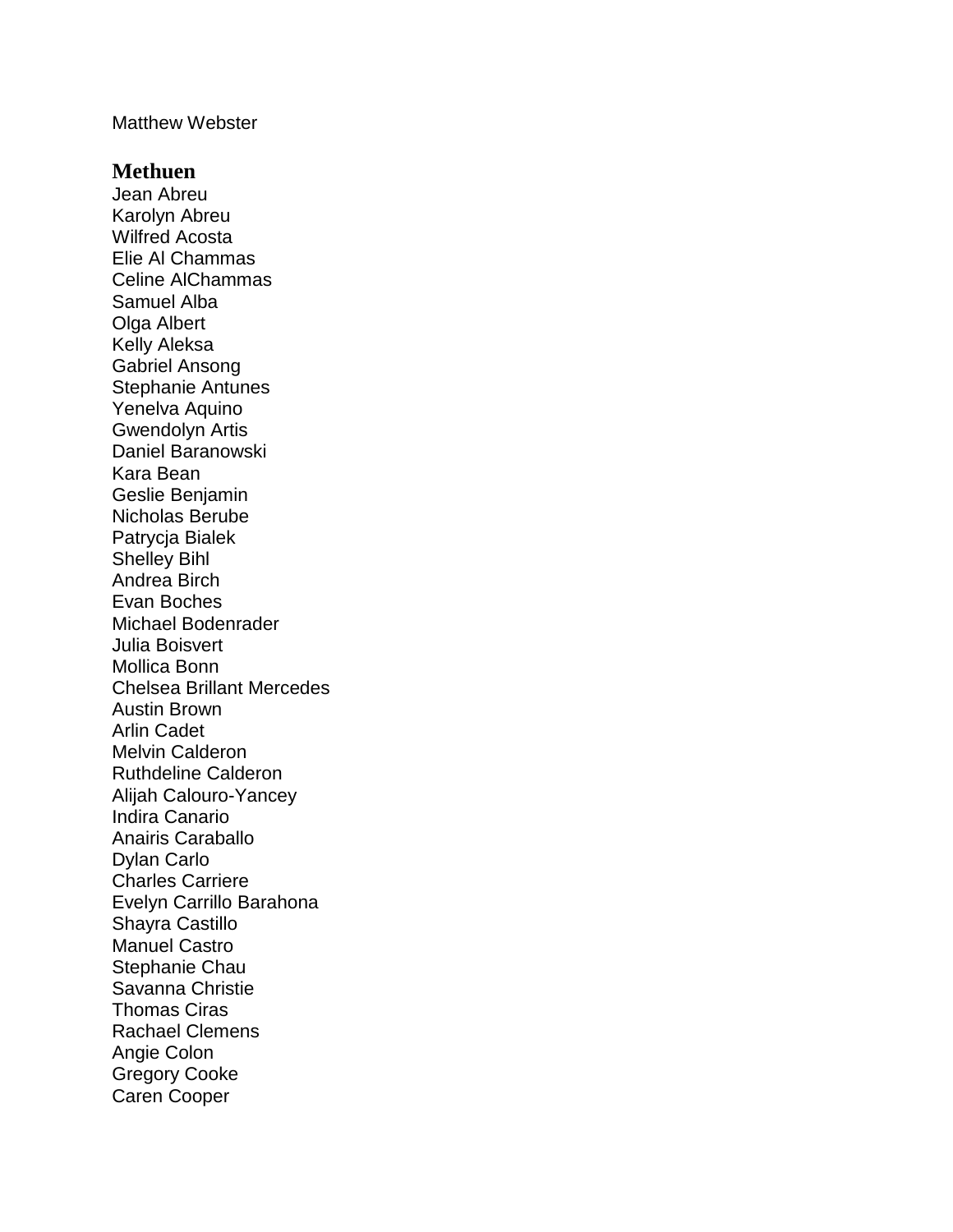Matthew Webster

## Methuen

Jean Abreu
Karolyn Abreu
Wilfred Acosta
Elie Al Chammas
Celine AlChammas
Samuel Alba
Olga Albert
Kelly Aleksa
Gabriel Ansong
Stephanie Antunes
Yenelva Aquino
Gwendolyn Artis
Daniel Baranowski
Kara Bean
Geslie Benjamin
Nicholas Berube
Patrycja Bialek
Shelley Bihl
Andrea Birch
Evan Boches
Michael Bodenrader
Julia Boisvert
Mollica Bonn
Chelsea Brillant Mercedes
Austin Brown
Arlin Cadet
Melvin Calderon
Ruthdeline Calderon
Alijah Calouro-Yancey
Indira Canario
Anairis Caraballo
Dylan Carlo
Charles Carriere
Evelyn Carrillo Barahona
Shayra Castillo
Manuel Castro
Stephanie Chau
Savanna Christie
Thomas Ciras
Rachael Clemens
Angie Colon
Gregory Cooke
Caren Cooper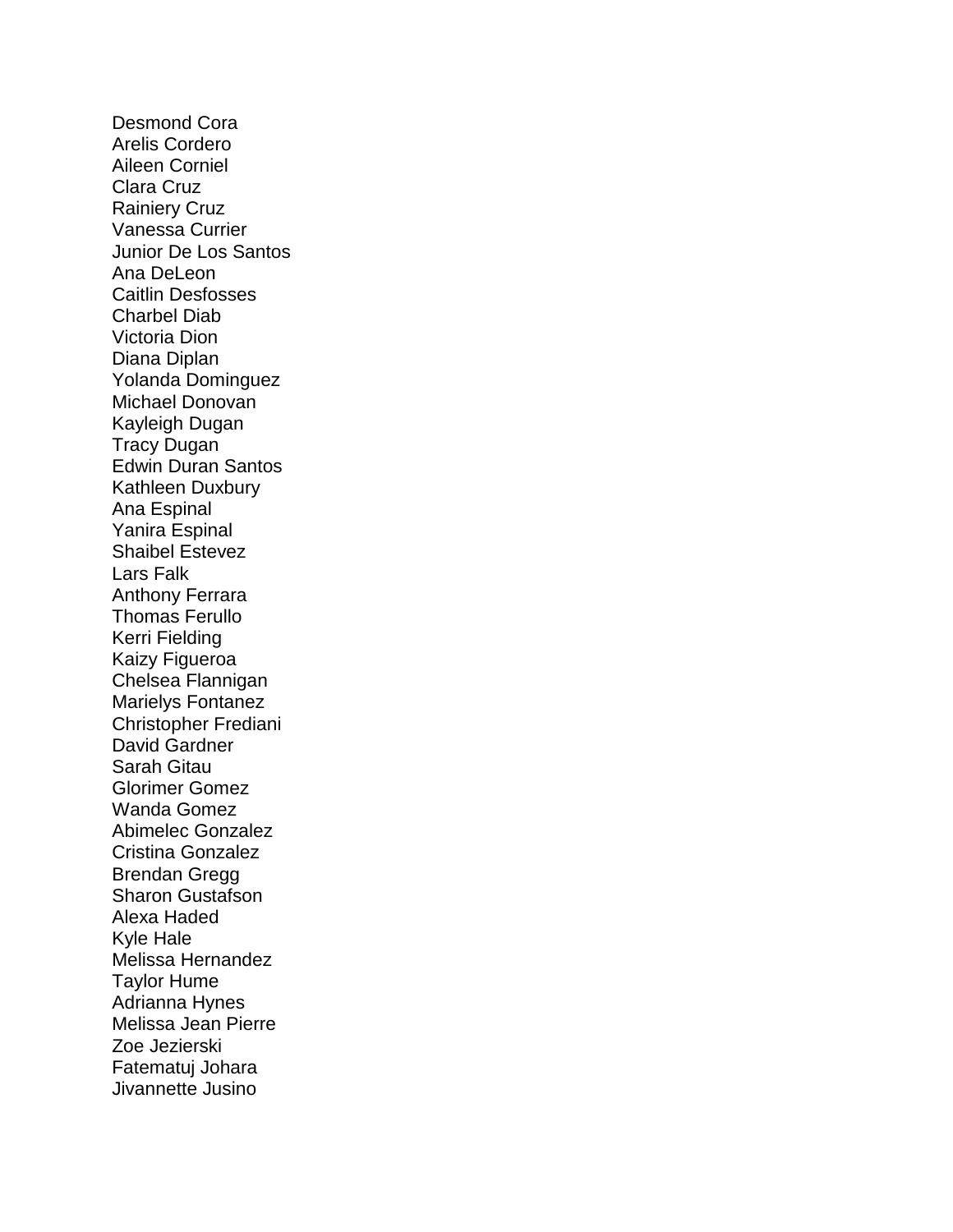Desmond Cora
Arelis Cordero
Aileen Corniel
Clara Cruz
Rainiery Cruz
Vanessa Currier
Junior De Los Santos
Ana DeLeon
Caitlin Desfosses
Charbel Diab
Victoria Dion
Diana Diplan
Yolanda Dominguez
Michael Donovan
Kayleigh Dugan
Tracy Dugan
Edwin Duran Santos
Kathleen Duxbury
Ana Espinal
Yanira Espinal
Shaibel Estevez
Lars Falk
Anthony Ferrara
Thomas Ferullo
Kerri Fielding
Kaizy Figueroa
Chelsea Flannigan
Marielys Fontanez
Christopher Frediani
David Gardner
Sarah Gitau
Glorimer Gomez
Wanda Gomez
Abimelec Gonzalez
Cristina Gonzalez
Brendan Gregg
Sharon Gustafson
Alexa Haded
Kyle Hale
Melissa Hernandez
Taylor Hume
Adrianna Hynes
Melissa Jean Pierre
Zoe Jezierski
Fatematuj Johara
Jivannette Jusino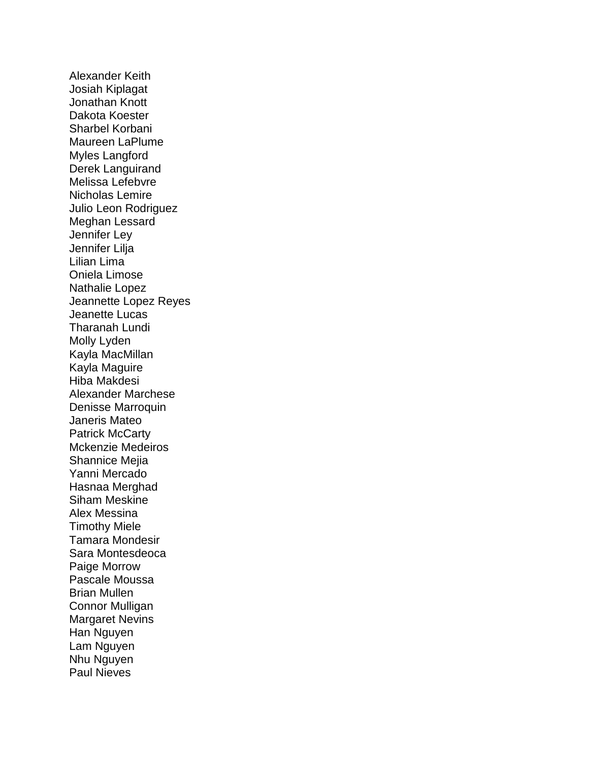Alexander Keith
Josiah Kiplagat
Jonathan Knott
Dakota Koester
Sharbel Korbani
Maureen LaPlume
Myles Langford
Derek Languirand
Melissa Lefebvre
Nicholas Lemire
Julio Leon Rodriguez
Meghan Lessard
Jennifer Ley
Jennifer Lilja
Lilian Lima
Oniela Limose
Nathalie Lopez
Jeannette Lopez Reyes
Jeanette Lucas
Tharanah Lundi
Molly Lyden
Kayla MacMillan
Kayla Maguire
Hiba Makdesi
Alexander Marchese
Denisse Marroquin
Janeris Mateo
Patrick McCarty
Mckenzie Medeiros
Shannice Mejia
Yanni Mercado
Hasnaa Merghad
Siham Meskine
Alex Messina
Timothy Miele
Tamara Mondesir
Sara Montesdeoca
Paige Morrow
Pascale Moussa
Brian Mullen
Connor Mulligan
Margaret Nevins
Han Nguyen
Lam Nguyen
Nhu Nguyen
Paul Nieves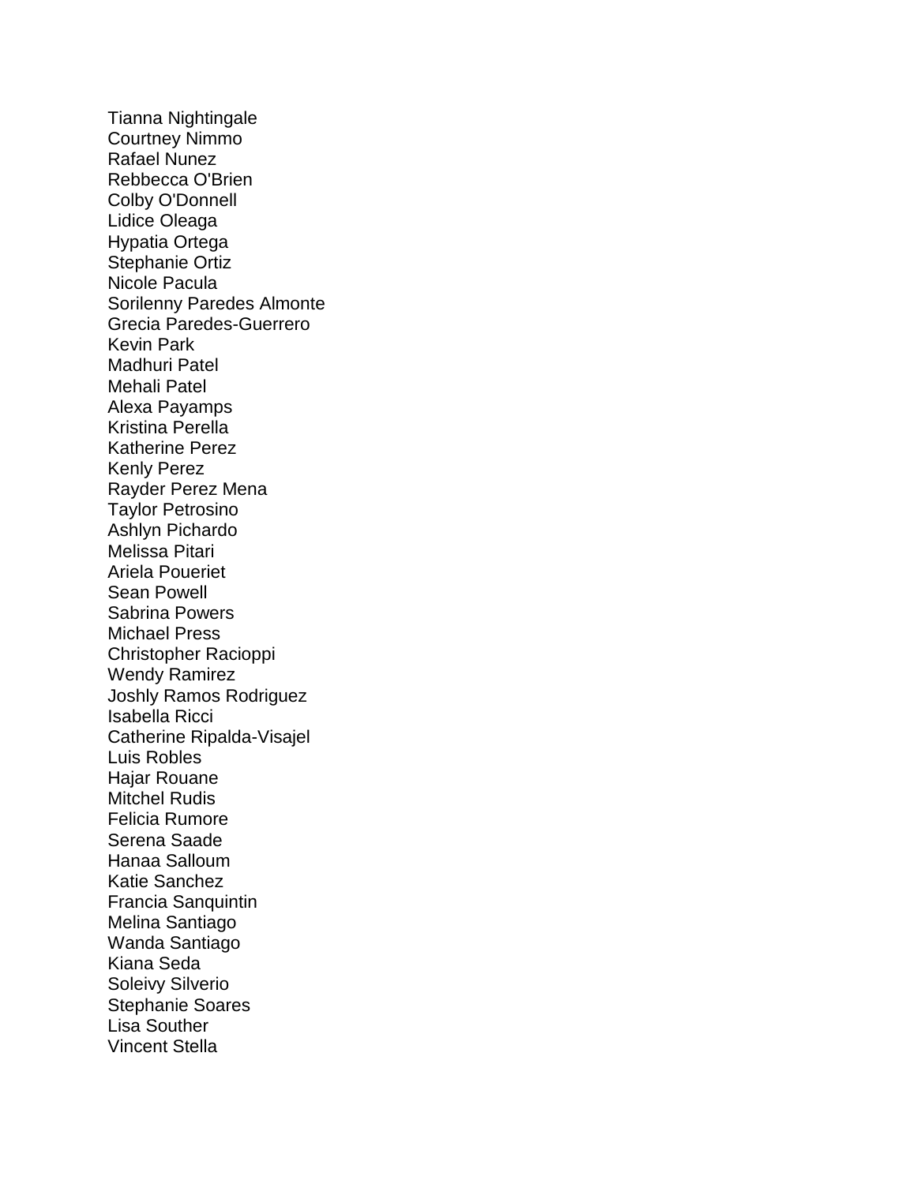Tianna Nightingale
Courtney Nimmo
Rafael Nunez
Rebbecca O'Brien
Colby O'Donnell
Lidice Oleaga
Hypatia Ortega
Stephanie Ortiz
Nicole Pacula
Sorilenny Paredes Almonte
Grecia Paredes-Guerrero
Kevin Park
Madhuri Patel
Mehali Patel
Alexa Payamps
Kristina Perella
Katherine Perez
Kenly Perez
Rayder Perez Mena
Taylor Petrosino
Ashlyn Pichardo
Melissa Pitari
Ariela Poueriet
Sean Powell
Sabrina Powers
Michael Press
Christopher Racioppi
Wendy Ramirez
Joshly Ramos Rodriguez
Isabella Ricci
Catherine Ripalda-Visajel
Luis Robles
Hajar Rouane
Mitchel Rudis
Felicia Rumore
Serena Saade
Hanaa Salloum
Katie Sanchez
Francia Sanquintin
Melina Santiago
Wanda Santiago
Kiana Seda
Soleivy Silverio
Stephanie Soares
Lisa Souther
Vincent Stella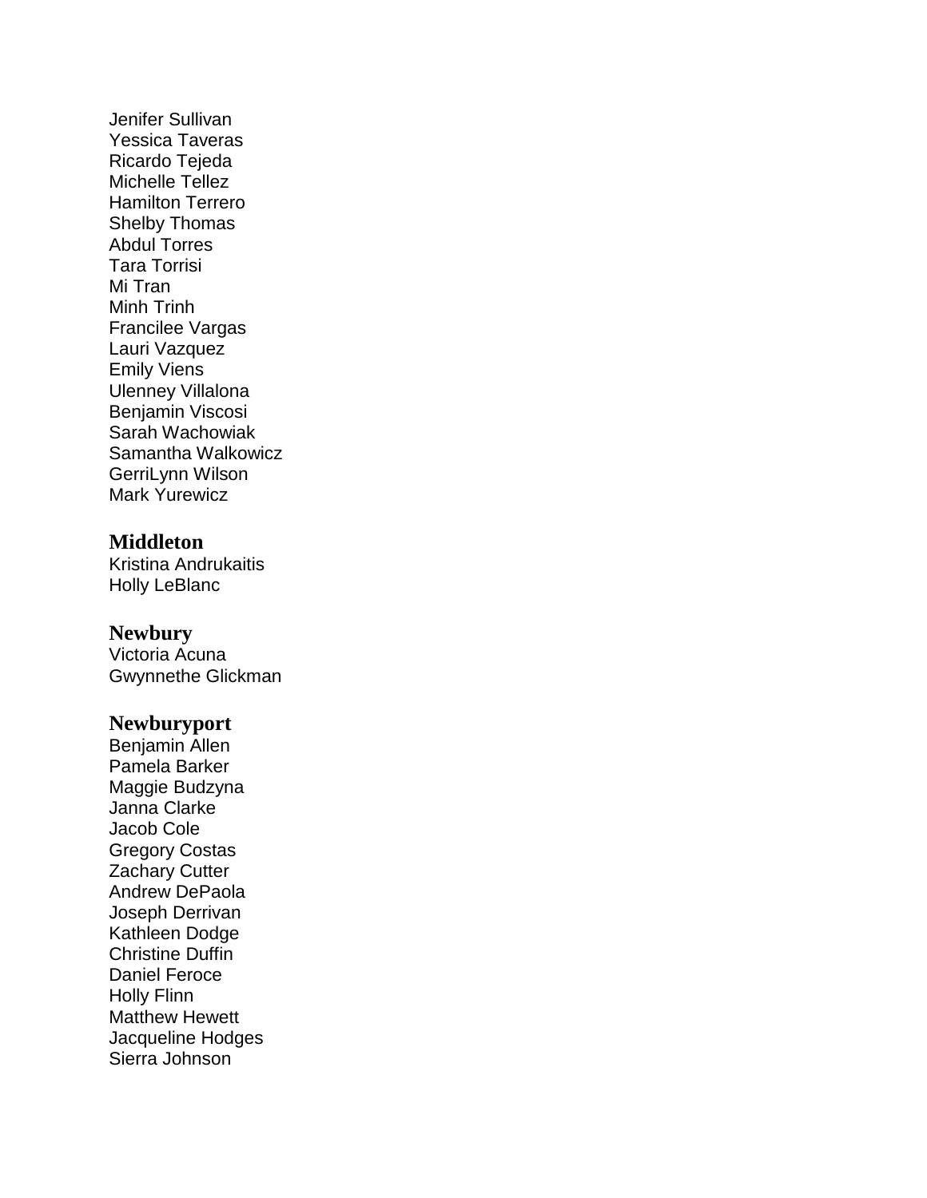Jenifer Sullivan
Yessica Taveras
Ricardo Tejeda
Michelle Tellez
Hamilton Terrero
Shelby Thomas
Abdul Torres
Tara Torrisi
Mi Tran
Minh Trinh
Francilee Vargas
Lauri Vazquez
Emily Viens
Ulenney Villalona
Benjamin Viscosi
Sarah Wachowiak
Samantha Walkowicz
GerriLynn Wilson
Mark Yurewicz

**Middleton**
Kristina Andrukaitis
Holly LeBlanc

**Newbury**
Victoria Acuna
Gwynnethe Glickman

**Newburyport**
Benjamin Allen
Pamela Barker
Maggie Budzyna
Janna Clarke
Jacob Cole
Gregory Costas
Zachary Cutter
Andrew DePaola
Joseph Derrivan
Kathleen Dodge
Christine Duffin
Daniel Feroce
Holly Flinn
Matthew Hewett
Jacqueline Hodges
Sierra Johnson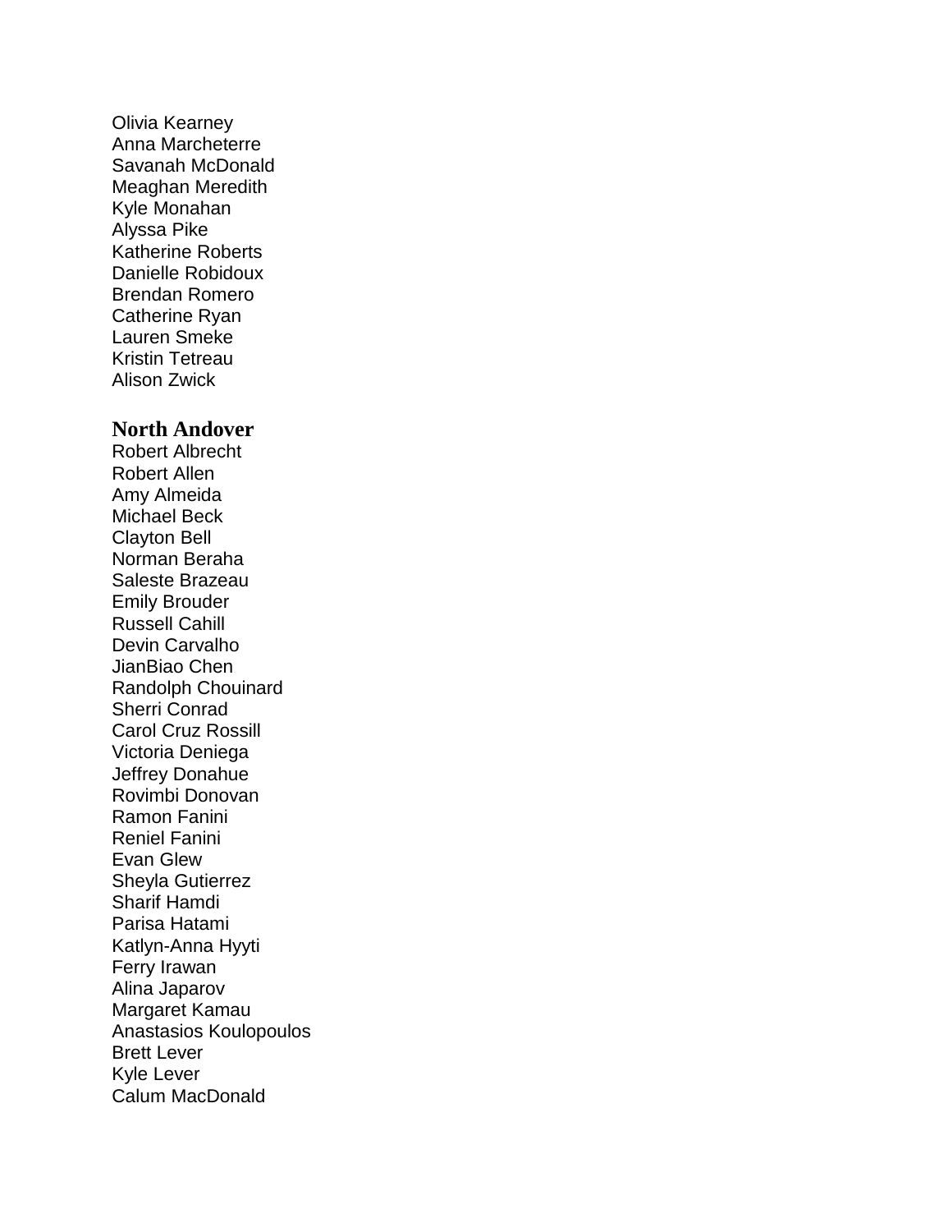Olivia Kearney
Anna Marcheterre
Savanah McDonald
Meaghan Meredith
Kyle Monahan
Alyssa Pike
Katherine Roberts
Danielle Robidoux
Brendan Romero
Catherine Ryan
Lauren Smeke
Kristin Tetreau
Alison Zwick

## North Andover

Robert Albrecht
Robert Allen
Amy Almeida
Michael Beck
Clayton Bell
Norman Beraha
Saleste Brazeau
Emily Brouder
Russell Cahill
Devin Carvalho
JianBiao Chen
Randolph Chouinard
Sherri Conrad
Carol Cruz Rossill
Victoria Deniega
Jeffrey Donahue
Rovimbi Donovan
Ramon Fanini
Reniel Fanini
Evan Glew
Sheyla Gutierrez
Sharif Hamdi
Parisa Hatami
Katlyn-Anna Hyyti
Ferry Irawan
Alina Japarov
Margaret Kamau
Anastasios Koulopoulos
Brett Lever
Kyle Lever
Calum MacDonald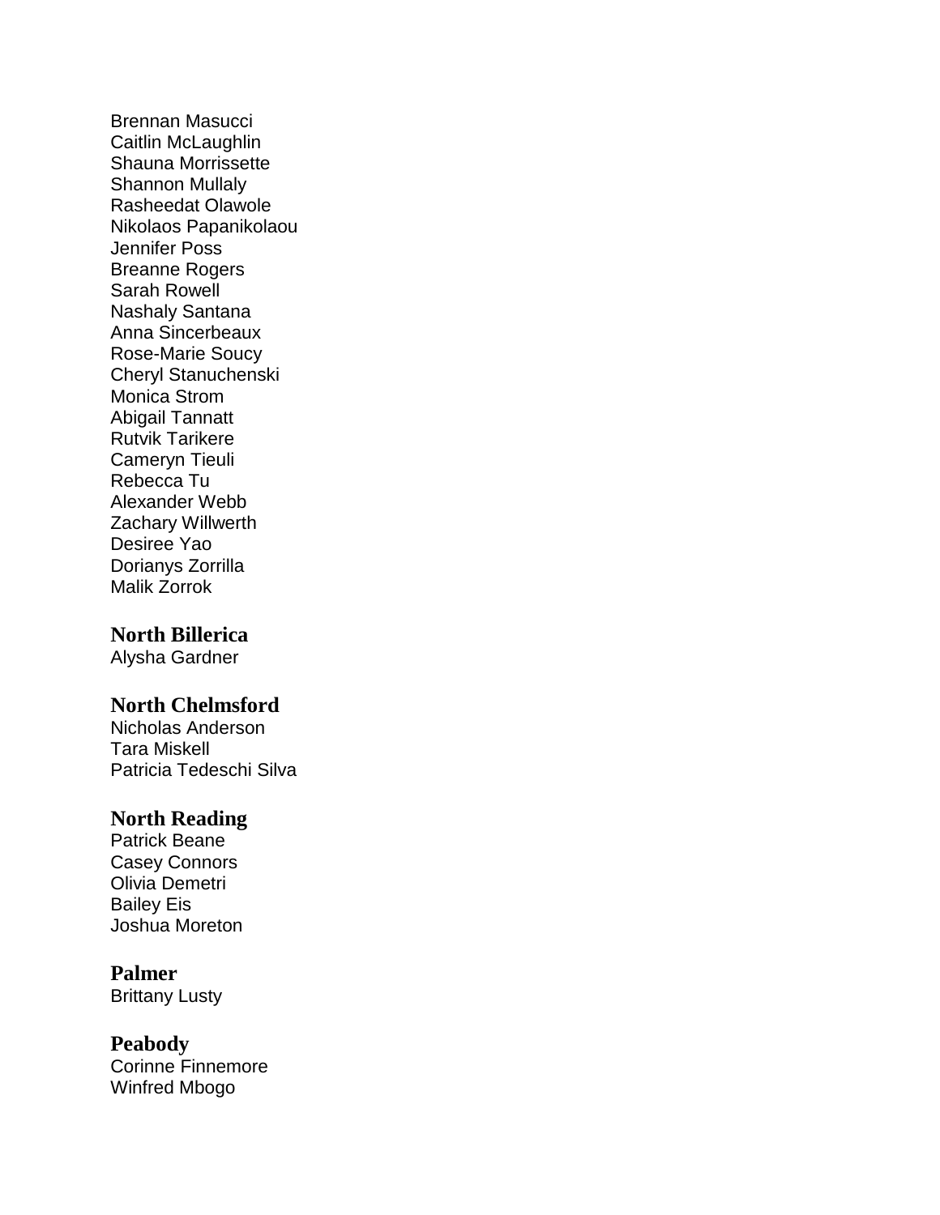Brennan Masucci
Caitlin McLaughlin
Shauna Morrissette
Shannon Mullaly
Rasheedat Olawole
Nikolaos Papanikolaou
Jennifer Poss
Breanne Rogers
Sarah Rowell
Nashaly Santana
Anna Sincerbeaux
Rose-Marie Soucy
Cheryl Stanuchenski
Monica Strom
Abigail Tannatt
Rutvik Tarikere
Cameryn Tieuli
Rebecca Tu
Alexander Webb
Zachary Willwerth
Desiree Yao
Dorianys Zorrilla
Malik Zorrok

### North Billerica
Alysha Gardner

### North Chelmsford
Nicholas Anderson
Tara Miskell
Patricia Tedeschi Silva

### North Reading
Patrick Beane
Casey Connors
Olivia Demetri
Bailey Eis
Joshua Moreton

### Palmer
Brittany Lusty

### Peabody
Corinne Finnemore
Winfred Mbogo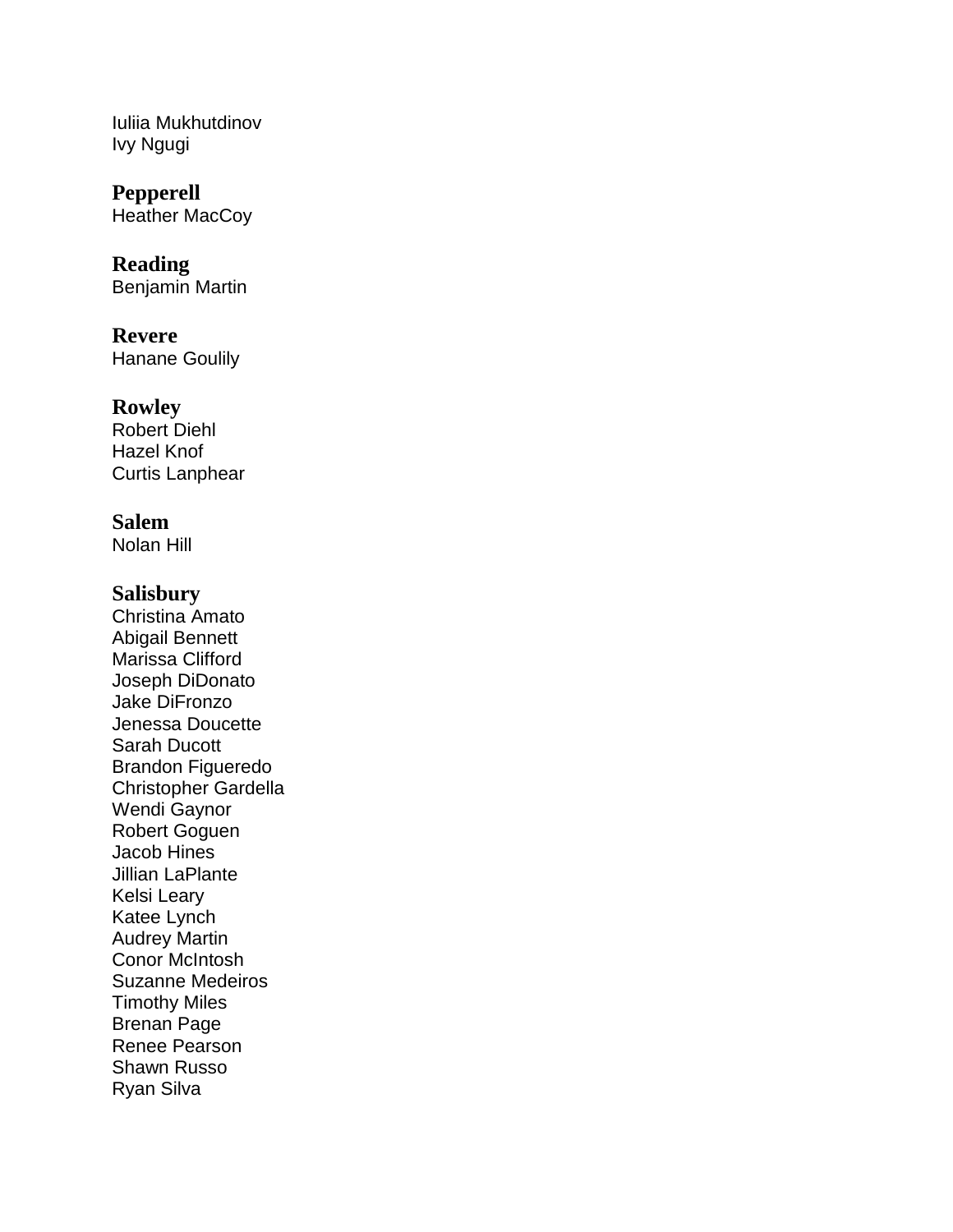Iuliia Mukhutdinov
Ivy Ngugi

**Pepperell**
Heather MacCoy

**Reading**
Benjamin Martin

**Revere**
Hanane Goulily

**Rowley**
Robert Diehl
Hazel Knof
Curtis Lanphear

**Salem**
Nolan Hill

**Salisbury**
Christina Amato
Abigail Bennett
Marissa Clifford
Joseph DiDonato
Jake DiFronzo
Jenessa Doucette
Sarah Ducott
Brandon Figueredo
Christopher Gardella
Wendi Gaynor
Robert Goguen
Jacob Hines
Jillian LaPlante
Kelsi Leary
Katee Lynch
Audrey Martin
Conor McIntosh
Suzanne Medeiros
Timothy Miles
Brenan Page
Renee Pearson
Shawn Russo
Ryan Silva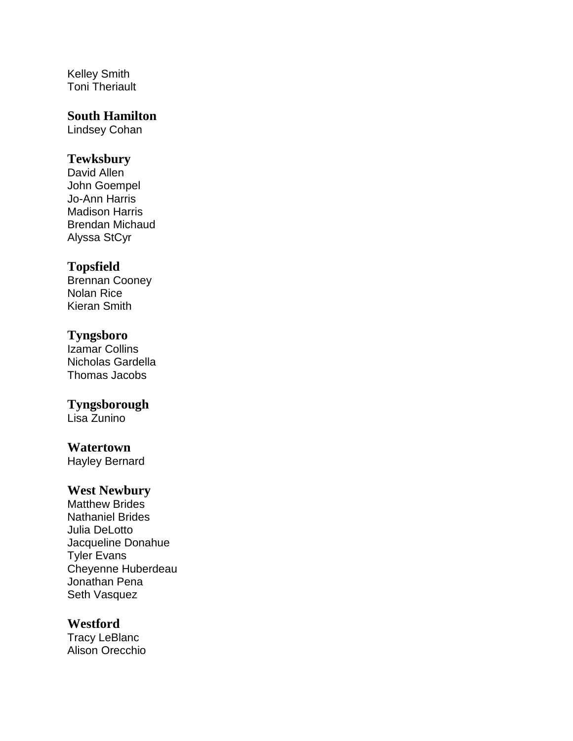Kelley Smith
Toni Theriault

**South Hamilton**
Lindsey Cohan

**Tewksbury**
David Allen
John Goempel
Jo-Ann Harris
Madison Harris
Brendan Michaud
Alyssa StCyr

**Topsfield**
Brennan Cooney
Nolan Rice
Kieran Smith

**Tyngsboro**
Izamar Collins
Nicholas Gardella
Thomas Jacobs

**Tyngsborough**
Lisa Zunino

**Watertown**
Hayley Bernard

**West Newbury**
Matthew Brides
Nathaniel Brides
Julia DeLotto
Jacqueline Donahue
Tyler Evans
Cheyenne Huberdeau
Jonathan Pena
Seth Vasquez

**Westford**
Tracy LeBlanc
Alison Orecchio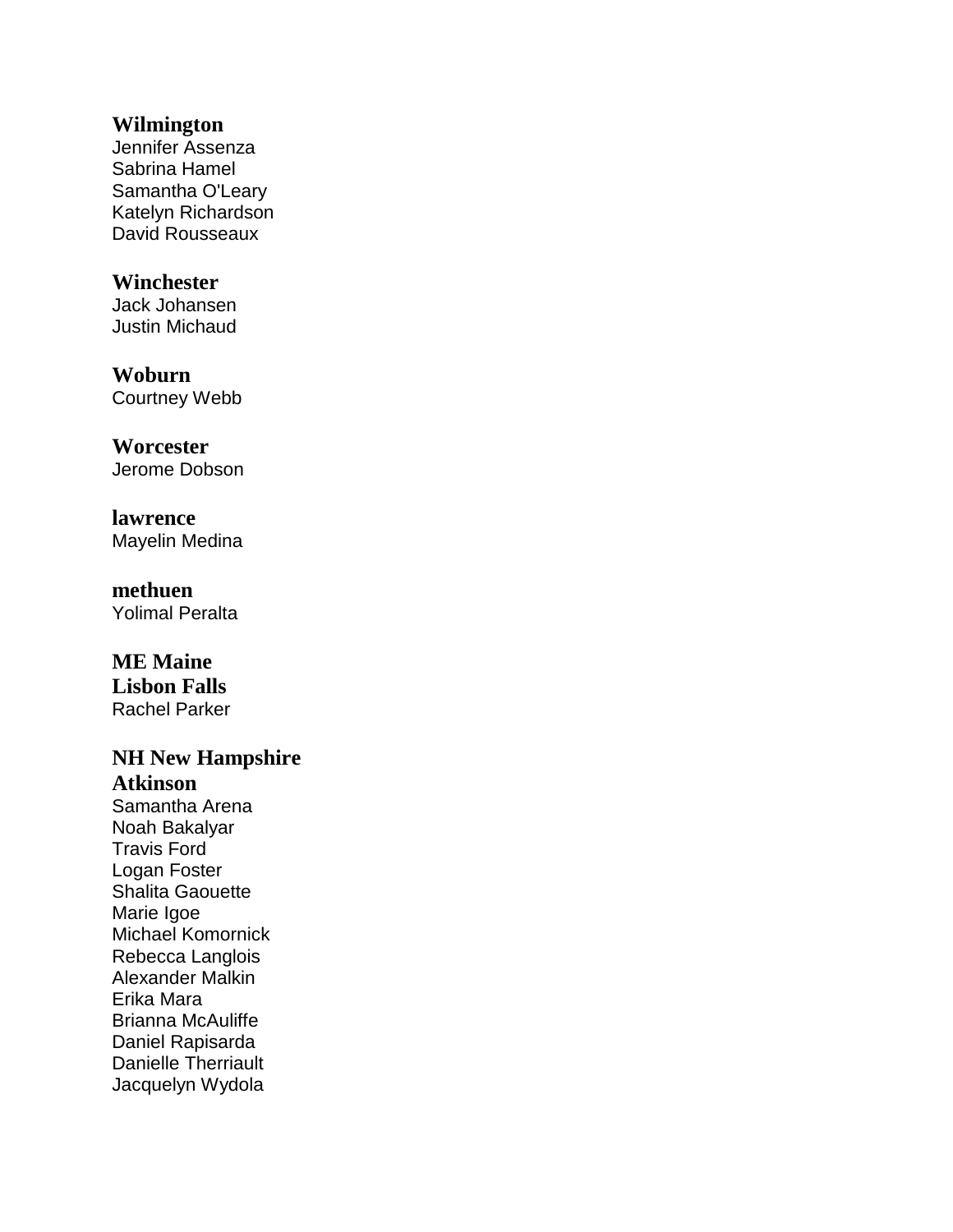**Wilmington**
Jennifer Assenza
Sabrina Hamel
Samantha O'Leary
Katelyn Richardson
David Rousseaux

**Winchester**
Jack Johansen
Justin Michaud

**Woburn**
Courtney Webb

**Worcester**
Jerome Dobson

**lawrence**
Mayelin Medina

**methuen**
Yolimal Peralta

**ME Maine**
**Lisbon Falls**
Rachel Parker

**NH New Hampshire**
**Atkinson**
Samantha Arena
Noah Bakalyar
Travis Ford
Logan Foster
Shalita Gaouette
Marie Igoe
Michael Komornick
Rebecca Langlois
Alexander Malkin
Erika Mara
Brianna McAuliffe
Daniel Rapisarda
Danielle Therriault
Jacquelyn Wydola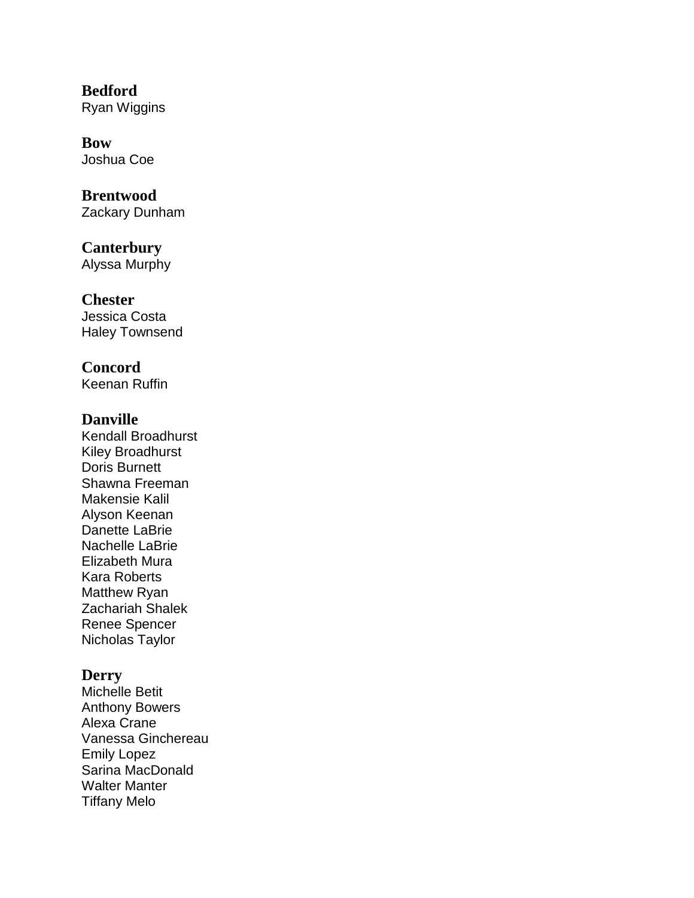**Bedford**
Ryan Wiggins

**Bow**
Joshua Coe

**Brentwood**
Zackary Dunham

**Canterbury**
Alyssa Murphy

**Chester**
Jessica Costa
Haley Townsend

**Concord**
Keenan Ruffin

**Danville**
Kendall Broadhurst
Kiley Broadhurst
Doris Burnett
Shawna Freeman
Makensie Kalil
Alyson Keenan
Danette LaBrie
Nachelle LaBrie
Elizabeth Mura
Kara Roberts
Matthew Ryan
Zachariah Shalek
Renee Spencer
Nicholas Taylor

**Derry**
Michelle Betit
Anthony Bowers
Alexa Crane
Vanessa Ginchereau
Emily Lopez
Sarina MacDonald
Walter Manter
Tiffany Melo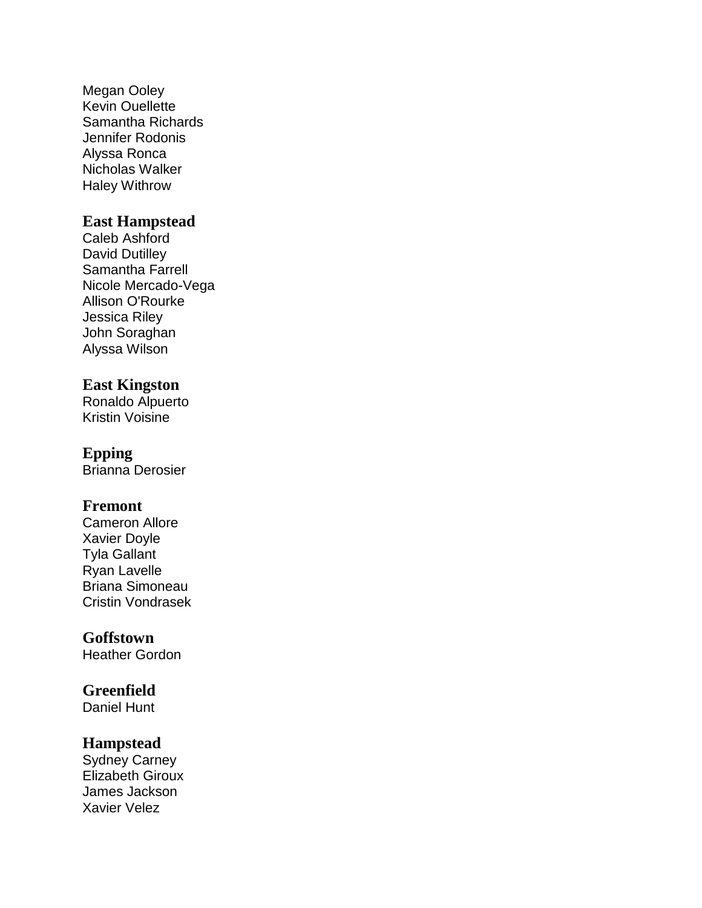Megan Ooley
Kevin Ouellette
Samantha Richards
Jennifer Rodonis
Alyssa Ronca
Nicholas Walker
Haley Withrow

### East Hampstead

Caleb Ashford
David Dutilley
Samantha Farrell
Nicole Mercado-Vega
Allison O'Rourke
Jessica Riley
John Soraghan
Alyssa Wilson

### East Kingston

Ronaldo Alpuerto
Kristin Voisine

### Epping

Brianna Derosier

### Fremont

Cameron Allore
Xavier Doyle
Tyla Gallant
Ryan Lavelle
Briana Simoneau
Cristin Vondrasek

### Goffstown

Heather Gordon

### Greenfield

Daniel Hunt

### Hampstead

Sydney Carney
Elizabeth Giroux
James Jackson
Xavier Velez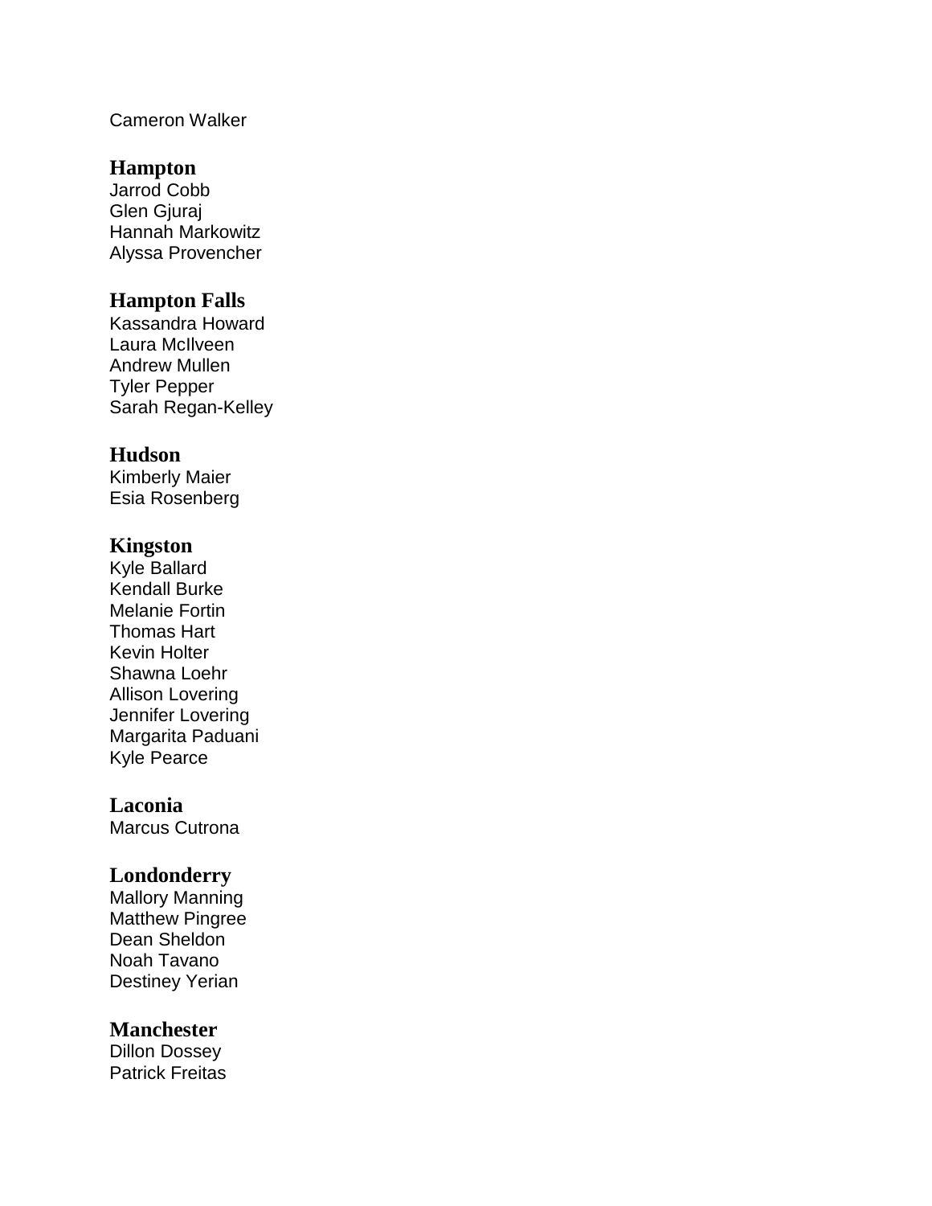Cameron Walker

**Hampton**

Jarrod Cobb
Glen Gjuraj
Hannah Markowitz
Alyssa Provencher

**Hampton Falls**

Kassandra Howard
Laura McIlveen
Andrew Mullen
Tyler Pepper
Sarah Regan-Kelley

**Hudson**

Kimberly Maier
Esia Rosenberg

**Kingston**

Kyle Ballard
Kendall Burke
Melanie Fortin
Thomas Hart
Kevin Holter
Shawna Loehr
Allison Lovering
Jennifer Lovering
Margarita Paduani
Kyle Pearce

**Laconia**

Marcus Cutrona

**Londonderry**

Mallory Manning
Matthew Pingree
Dean Sheldon
Noah Tavano
Destiney Yerian

**Manchester**

Dillon Dossey
Patrick Freitas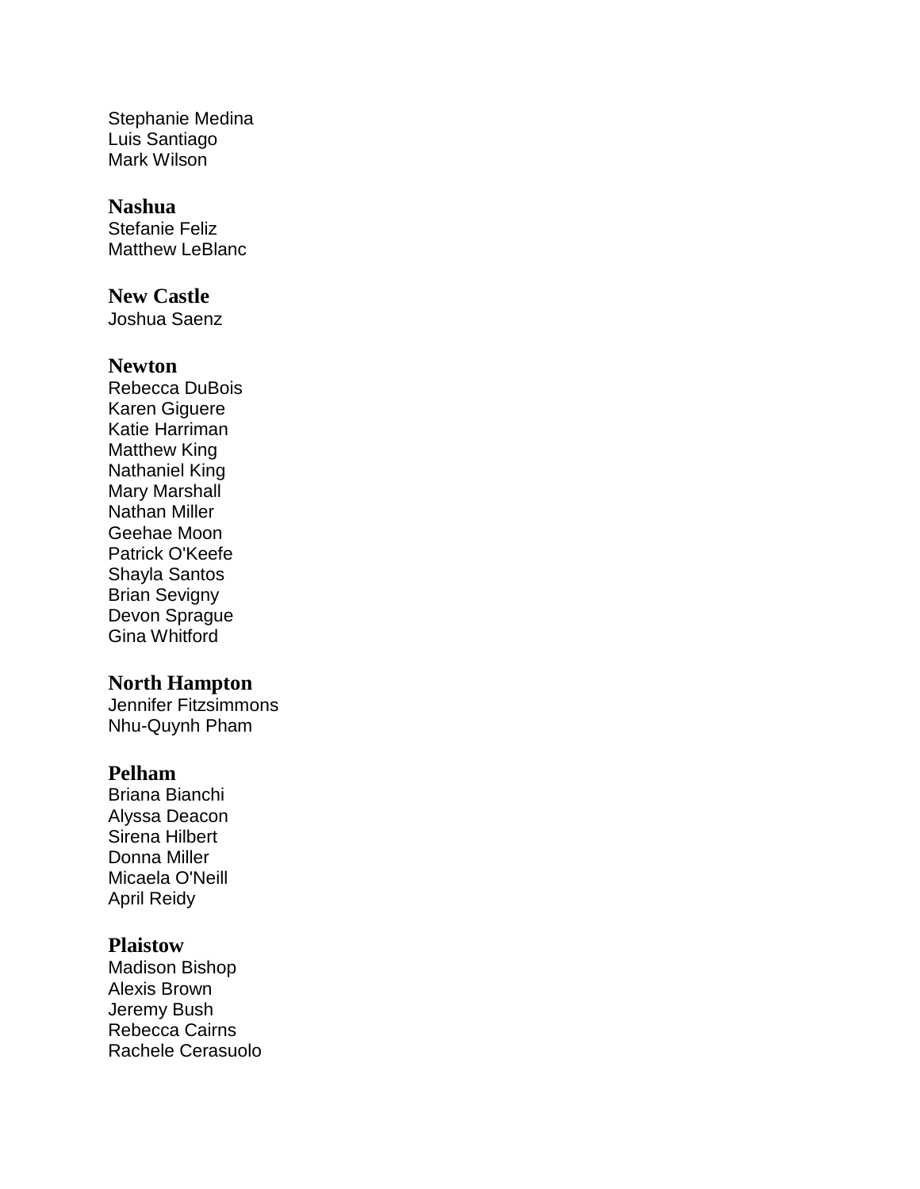Stephanie Medina
Luis Santiago
Mark Wilson

**Nashua**
Stefanie Feliz
Matthew LeBlanc

**New Castle**
Joshua Saenz

**Newton**
Rebecca DuBois
Karen Giguere
Katie Harriman
Matthew King
Nathaniel King
Mary Marshall
Nathan Miller
Geehae Moon
Patrick O'Keefe
Shayla Santos
Brian Sevigny
Devon Sprague
Gina Whitford

**North Hampton**
Jennifer Fitzsimmons
Nhu-Quynh Pham

**Pelham**
Briana Bianchi
Alyssa Deacon
Sirena Hilbert
Donna Miller
Micaela O'Neill
April Reidy

**Plaistow**
Madison Bishop
Alexis Brown
Jeremy Bush
Rebecca Cairns
Rachele Cerasuolo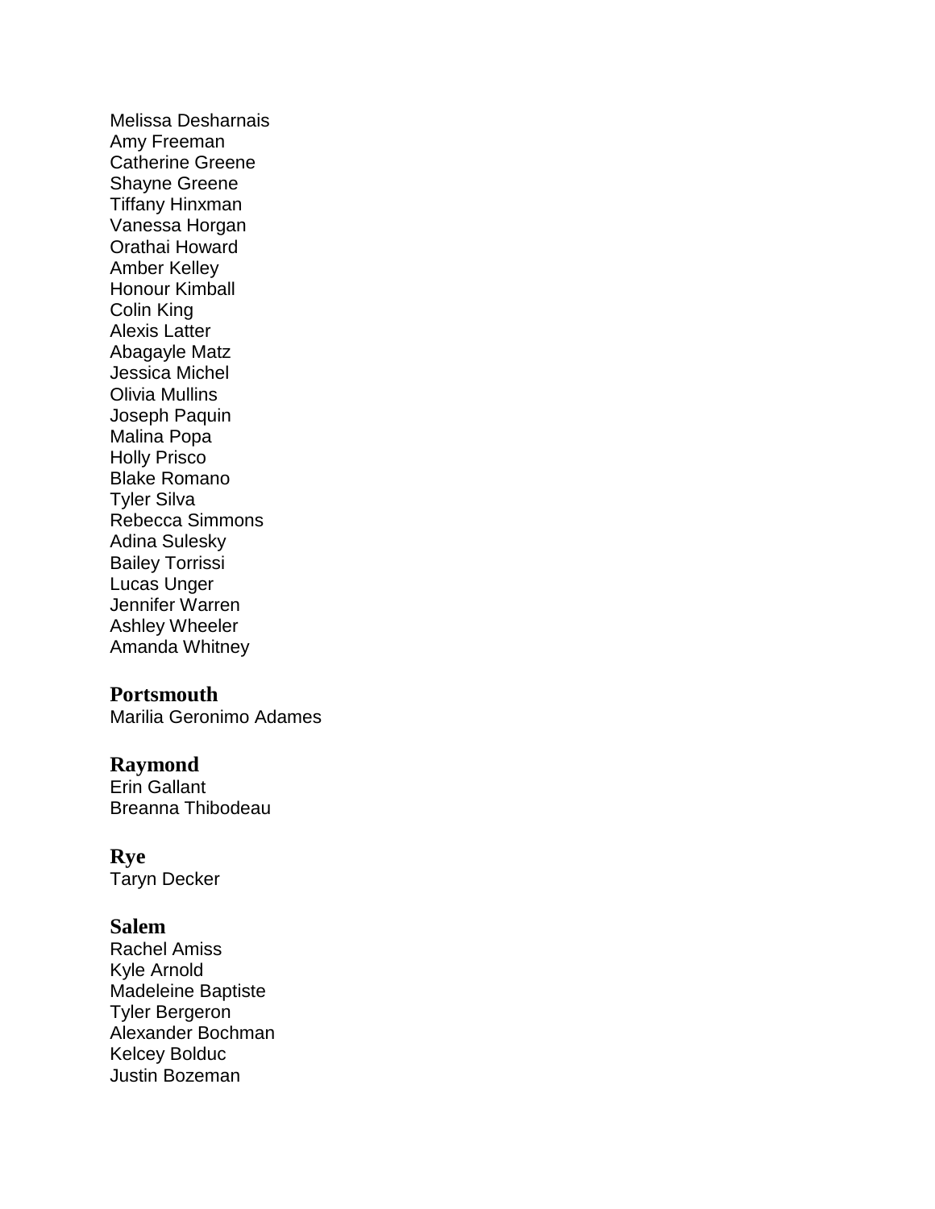Melissa Desharnais
Amy Freeman
Catherine Greene
Shayne Greene
Tiffany Hinxman
Vanessa Horgan
Orathai Howard
Amber Kelley
Honour Kimball
Colin King
Alexis Latter
Abagayle Matz
Jessica Michel
Olivia Mullins
Joseph Paquin
Malina Popa
Holly Prisco
Blake Romano
Tyler Silva
Rebecca Simmons
Adina Sulesky
Bailey Torrissi
Lucas Unger
Jennifer Warren
Ashley Wheeler
Amanda Whitney

**Portsmouth**
Marilia Geronimo Adames

**Raymond**
Erin Gallant
Breanna Thibodeau

**Rye**
Taryn Decker

**Salem**
Rachel Amiss
Kyle Arnold
Madeleine Baptiste
Tyler Bergeron
Alexander Bochman
Kelcey Bolduc
Justin Bozeman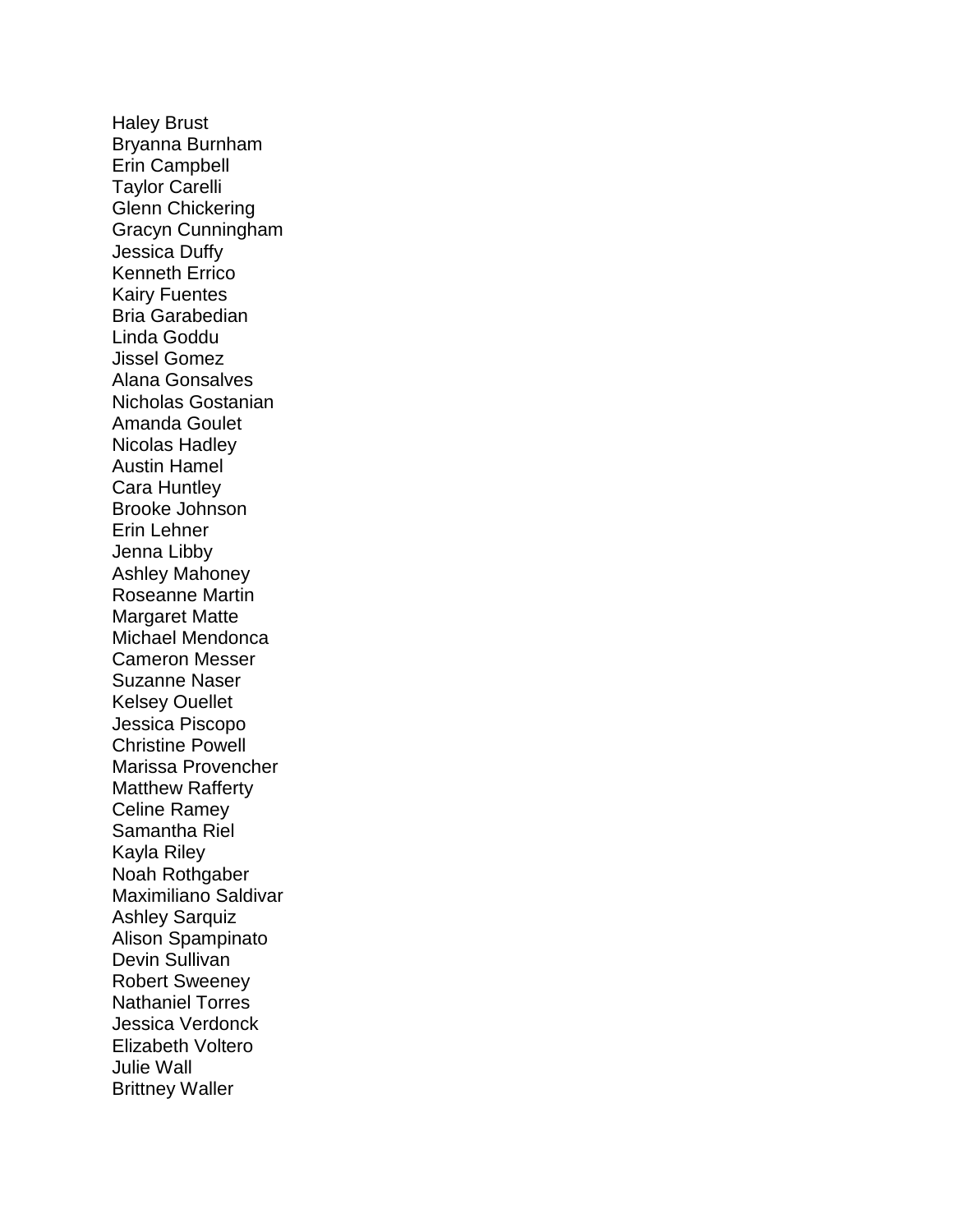Haley Brust
Bryanna Burnham
Erin Campbell
Taylor Carelli
Glenn Chickering
Gracyn Cunningham
Jessica Duffy
Kenneth Errico
Kairy Fuentes
Bria Garabedian
Linda Goddu
Jissel Gomez
Alana Gonsalves
Nicholas Gostanian
Amanda Goulet
Nicolas Hadley
Austin Hamel
Cara Huntley
Brooke Johnson
Erin Lehner
Jenna Libby
Ashley Mahoney
Roseanne Martin
Margaret Matte
Michael Mendonca
Cameron Messer
Suzanne Naser
Kelsey Ouellet
Jessica Piscopo
Christine Powell
Marissa Provencher
Matthew Rafferty
Celine Ramey
Samantha Riel
Kayla Riley
Noah Rothgaber
Maximiliano Saldivar
Ashley Sarquiz
Alison Spampinato
Devin Sullivan
Robert Sweeney
Nathaniel Torres
Jessica Verdonck
Elizabeth Voltero
Julie Wall
Brittney Waller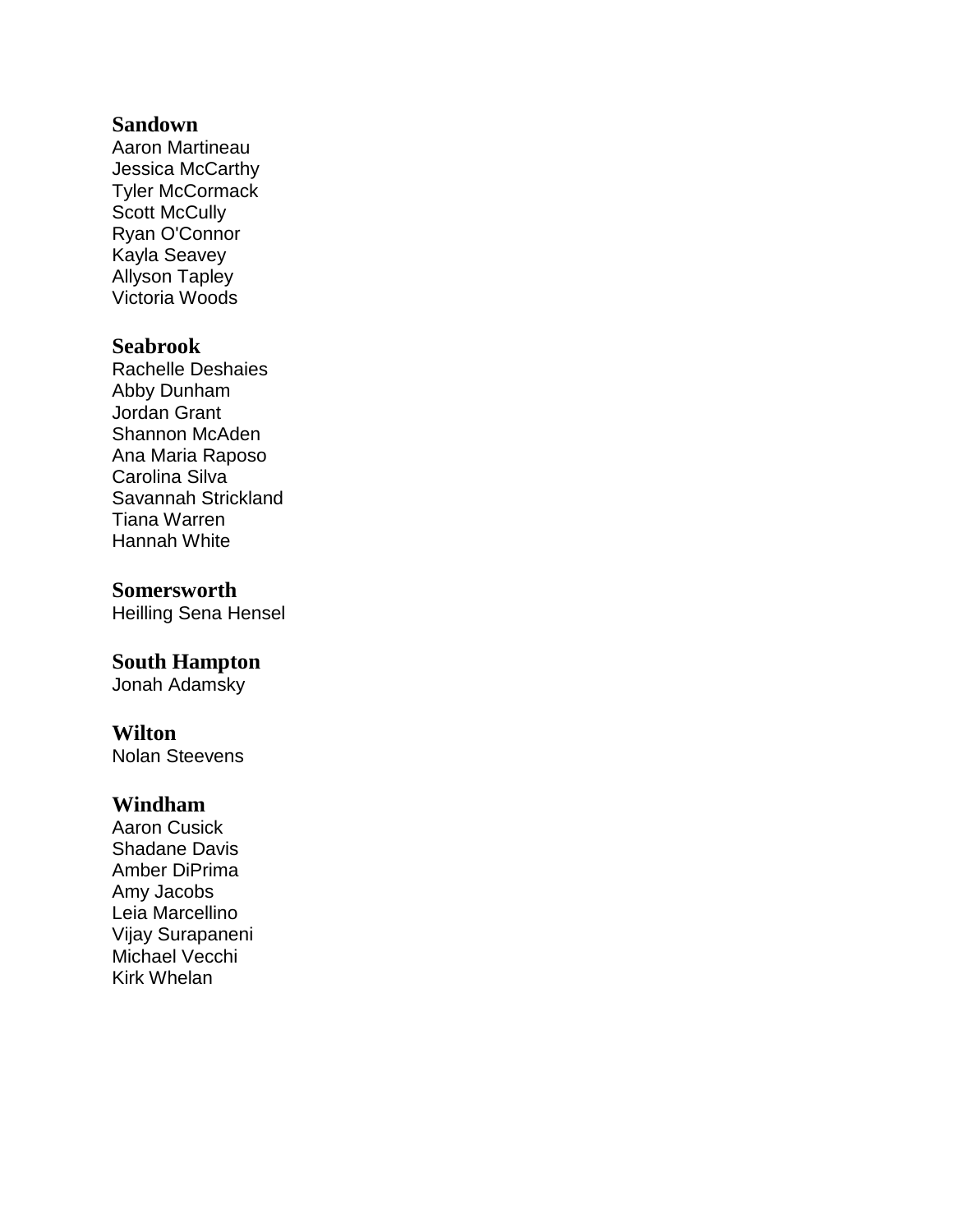**Sandown**

Aaron Martineau
Jessica McCarthy
Tyler McCormack
Scott McCully
Ryan O'Connor
Kayla Seavey
Allyson Tapley
Victoria Woods

**Seabrook**

Rachelle Deshaies
Abby Dunham
Jordan Grant
Shannon McAden
Ana Maria Raposo
Carolina Silva
Savannah Strickland
Tiana Warren
Hannah White

**Somersworth**

Heilling Sena Hensel

**South Hampton**

Jonah Adamsky

**Wilton**

Nolan Steevens

**Windham**

Aaron Cusick
Shadane Davis
Amber DiPrima
Amy Jacobs
Leia Marcellino
Vijay Surapaneni
Michael Vecchi
Kirk Whelan